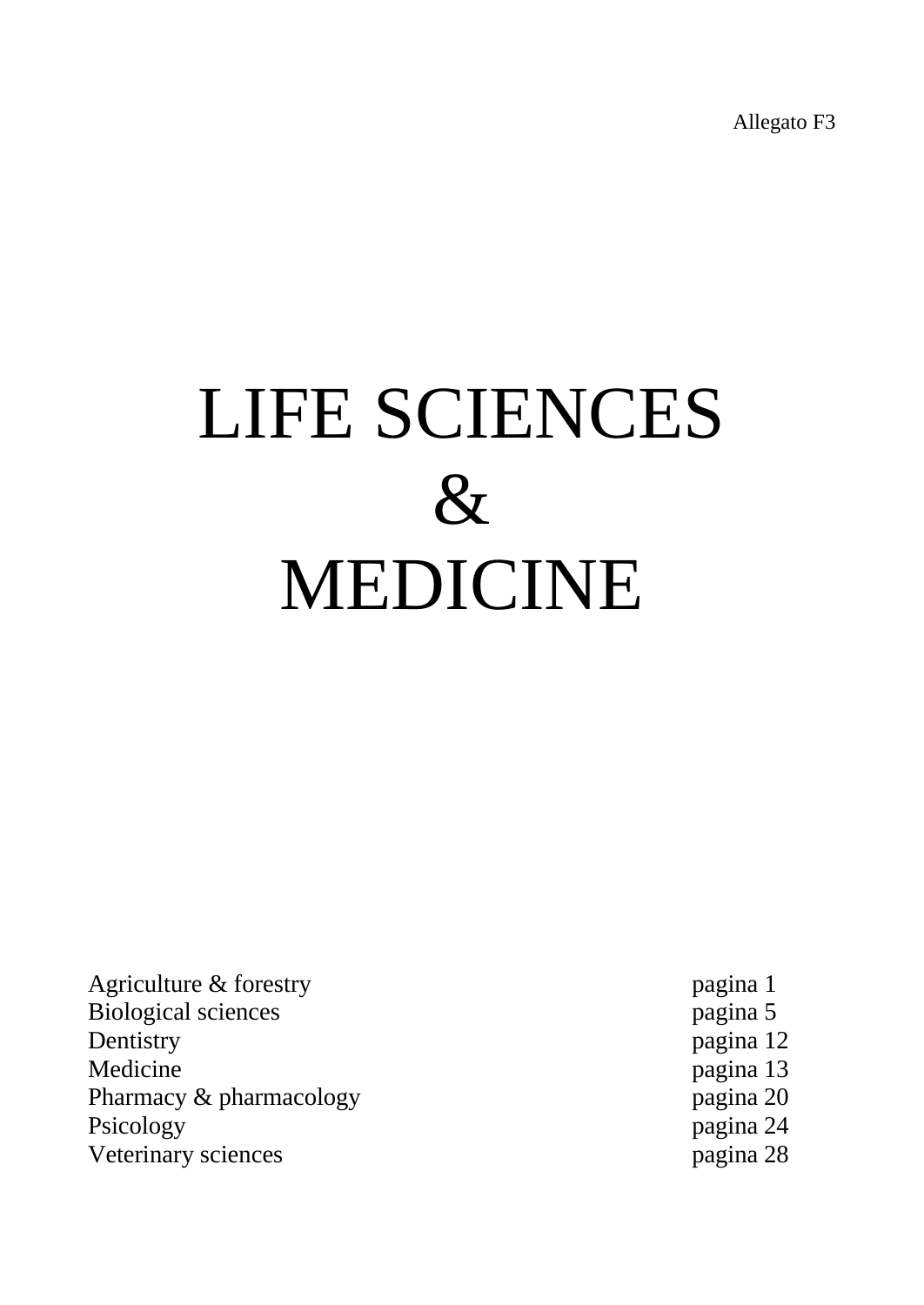Allegato F3

# LIFE SCIENCES
# &
# MEDICINE

| | |
|---|---|
| Agriculture & forestry | pagina 1 |
| Biological sciences | pagina 5 |
| Dentistry | pagina 12 |
| Medicine | pagina 13 |
| Pharmacy & pharmacology | pagina 20 |
| Psicology | pagina 24 |
| Veterinary sciences | pagina 28 |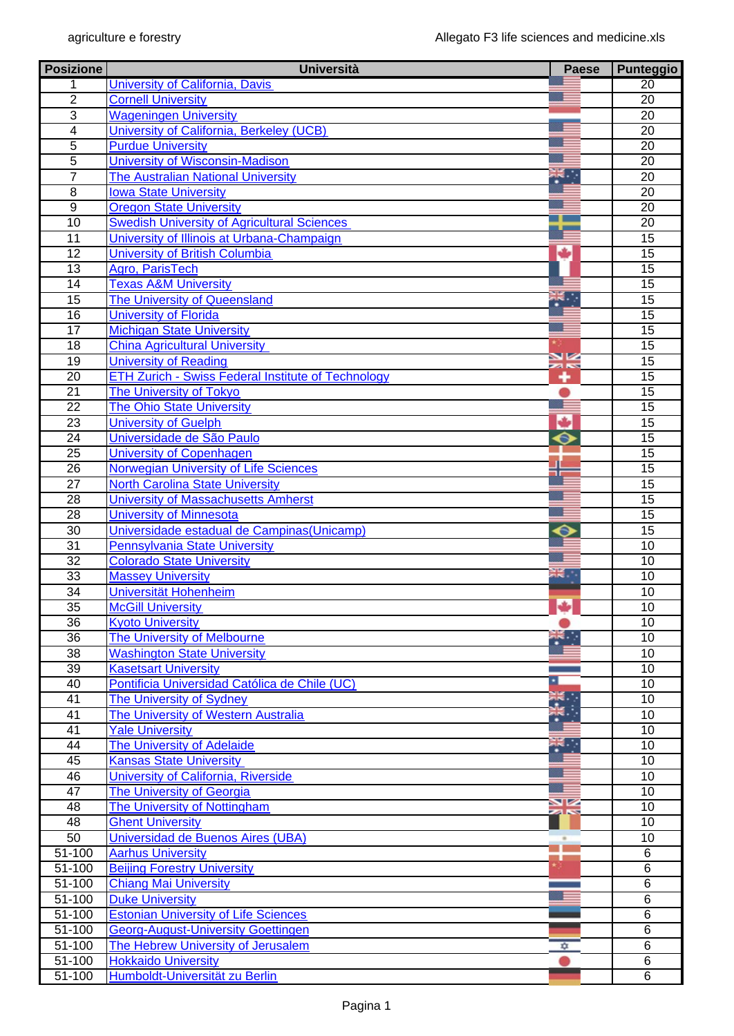| Posizione | Università | Paese | Punteggio |
|---|---|---|---|
| 1 | University of California, Davis | | 20 |
| 2 | Cornell University | | 20 |
| 3 | Wageningen University | | 20 |
| 4 | University of California, Berkeley (UCB) | | 20 |
| 5 | Purdue University | | 20 |
| 5 | University of Wisconsin-Madison | | 20 |
| 7 | The Australian National University | | 20 |
| 8 | Iowa State University | | 20 |
| 9 | Oregon State University | | 20 |
| 10 | Swedish University of Agricultural Sciences | | 20 |
| 11 | University of Illinois at Urbana-Champaign | | 15 |
| 12 | University of British Columbia | | 15 |
| 13 | Agro, ParisTech | | 15 |
| 14 | Texas A&M University | | 15 |
| 15 | The University of Queensland | | 15 |
| 16 | University of Florida | | 15 |
| 17 | Michigan State University | | 15 |
| 18 | China Agricultural University | | 15 |
| 19 | University of Reading | | 15 |
| 20 | ETH Zurich - Swiss Federal Institute of Technology | | 15 |
| 21 | The University of Tokyo | | 15 |
| 22 | The Ohio State University | | 15 |
| 23 | University of Guelph | | 15 |
| 24 | Universidade de São Paulo | | 15 |
| 25 | University of Copenhagen | | 15 |
| 26 | Norwegian University of Life Sciences | | 15 |
| 27 | North Carolina State University | | 15 |
| 28 | University of Massachusetts Amherst | | 15 |
| 28 | University of Minnesota | | 15 |
| 30 | Universidade estadual de Campinas(Unicamp) | | 15 |
| 31 | Pennsylvania State University | | 10 |
| 32 | Colorado State University | | 10 |
| 33 | Massey University | | 10 |
| 34 | Universität Hohenheim | | 10 |
| 35 | McGill University | | 10 |
| 36 | Kyoto University | | 10 |
| 36 | The University of Melbourne | | 10 |
| 38 | Washington State University | | 10 |
| 39 | Kasetsart University | | 10 |
| 40 | Pontificia Universidad Católica de Chile (UC) | | 10 |
| 41 | The University of Sydney | | 10 |
| 41 | The University of Western Australia | | 10 |
| 41 | Yale University | | 10 |
| 44 | The University of Adelaide | | 10 |
| 45 | Kansas State University | | 10 |
| 46 | University of California, Riverside | | 10 |
| 47 | The University of Georgia | | 10 |
| 48 | The University of Nottingham | | 10 |
| 48 | Ghent University | | 10 |
| 50 | Universidad de Buenos Aires (UBA) | | 10 |
| 51-100 | Aarhus University | | 6 |
| 51-100 | Beijing Forestry University | | 6 |
| 51-100 | Chiang Mai University | | 6 |
| 51-100 | Duke University | | 6 |
| 51-100 | Estonian University of Life Sciences | | 6 |
| 51-100 | Georg-August-University Goettingen | | 6 |
| 51-100 | The Hebrew University of Jerusalem | | 6 |
| 51-100 | Hokkaido University | | 6 |
| 51-100 | Humboldt-Universität zu Berlin | | 6 |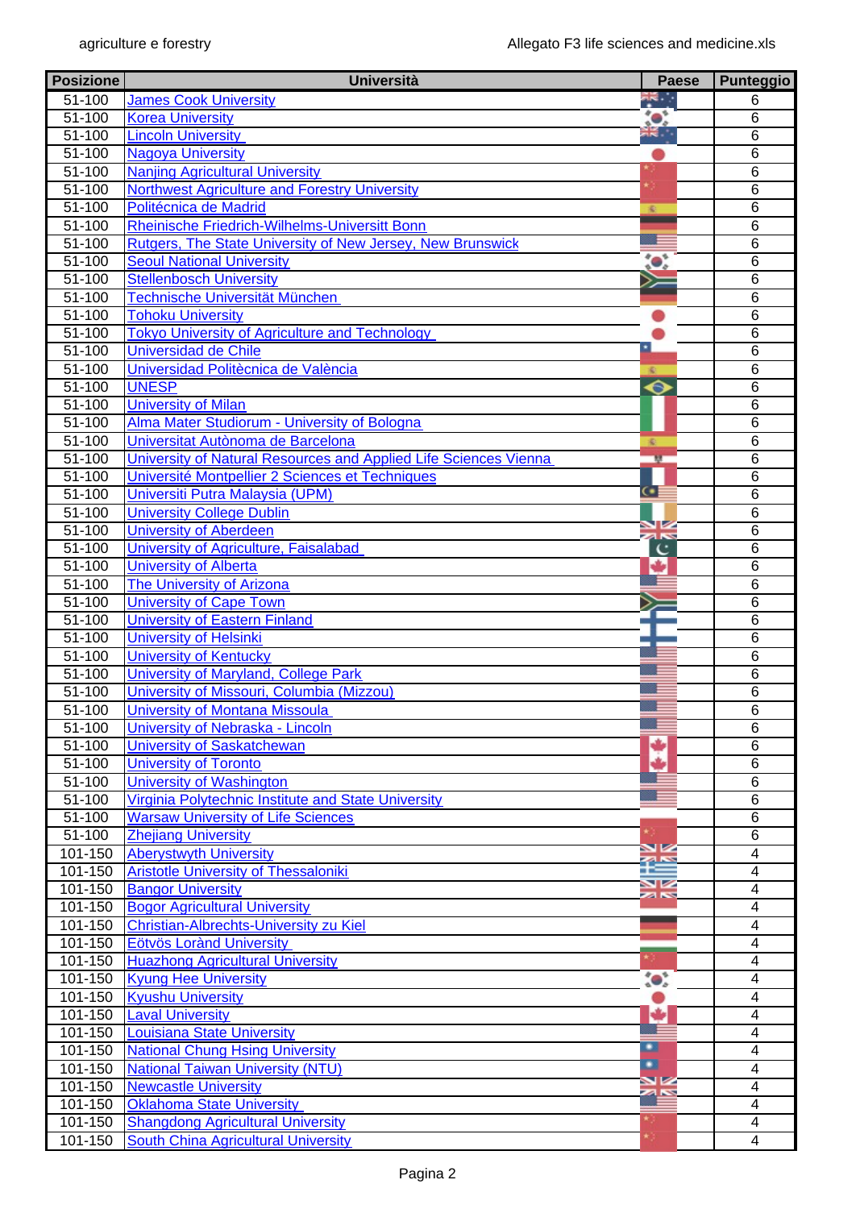| Posizione | Università | Paese | Punteggio |
|---|---|---|---|
| 51-100 | James Cook University | | 6 |
| 51-100 | Korea University | | 6 |
| 51-100 | Lincoln University | | 6 |
| 51-100 | Nagoya University | | 6 |
| 51-100 | Nanjing Agricultural University | | 6 |
| 51-100 | Northwest Agriculture and Forestry University | | 6 |
| 51-100 | Politécnica de Madrid | | 6 |
| 51-100 | Rheinische Friedrich-Wilhelms-Universitt Bonn | | 6 |
| 51-100 | Rutgers, The State University of New Jersey, New Brunswick | | 6 |
| 51-100 | Seoul National University | | 6 |
| 51-100 | Stellenbosch University | | 6 |
| 51-100 | Technische Universität München | | 6 |
| 51-100 | Tohoku University | | 6 |
| 51-100 | Tokyo University of Agriculture and Technology | | 6 |
| 51-100 | Universidad de Chile | | 6 |
| 51-100 | Universidad Politècnica de València | | 6 |
| 51-100 | UNESP | | 6 |
| 51-100 | University of Milan | | 6 |
| 51-100 | Alma Mater Studiorum - University of Bologna | | 6 |
| 51-100 | Universitat Autònoma de Barcelona | | 6 |
| 51-100 | University of Natural Resources and Applied Life Sciences Vienna | | 6 |
| 51-100 | Université Montpellier 2 Sciences et Techniques | | 6 |
| 51-100 | Universiti Putra Malaysia (UPM) | | 6 |
| 51-100 | University College Dublin | | 6 |
| 51-100 | University of Aberdeen | | 6 |
| 51-100 | University of Agriculture, Faisalabad | | 6 |
| 51-100 | University of Alberta | | 6 |
| 51-100 | The University of Arizona | | 6 |
| 51-100 | University of Cape Town | | 6 |
| 51-100 | University of Eastern Finland | | 6 |
| 51-100 | University of Helsinki | | 6 |
| 51-100 | University of Kentucky | | 6 |
| 51-100 | University of Maryland, College Park | | 6 |
| 51-100 | University of Missouri, Columbia (Mizzou) | | 6 |
| 51-100 | University of Montana Missoula | | 6 |
| 51-100 | University of Nebraska - Lincoln | | 6 |
| 51-100 | University of Saskatchewan | | 6 |
| 51-100 | University of Toronto | | 6 |
| 51-100 | University of Washington | | 6 |
| 51-100 | Virginia Polytechnic Institute and State University | | 6 |
| 51-100 | Warsaw University of Life Sciences | | 6 |
| 51-100 | Zhejiang University | | 6 |
| 101-150 | Aberystwyth University | | 4 |
| 101-150 | Aristotle University of Thessaloniki | | 4 |
| 101-150 | Bangor University | | 4 |
| 101-150 | Bogor Agricultural University | | 4 |
| 101-150 | Christian-Albrechts-University zu Kiel | | 4 |
| 101-150 | Eötvös Loránd University | | 4 |
| 101-150 | Huazhong Agricultural University | | 4 |
| 101-150 | Kyung Hee University | | 4 |
| 101-150 | Kyushu University | | 4 |
| 101-150 | Laval University | | 4 |
| 101-150 | Louisiana State University | | 4 |
| 101-150 | National Chung Hsing University | | 4 |
| 101-150 | National Taiwan University (NTU) | | 4 |
| 101-150 | Newcastle University | | 4 |
| 101-150 | Oklahoma State University | | 4 |
| 101-150 | Shangdong Agricultural University | | 4 |
| 101-150 | South China Agricultural University | | 4 |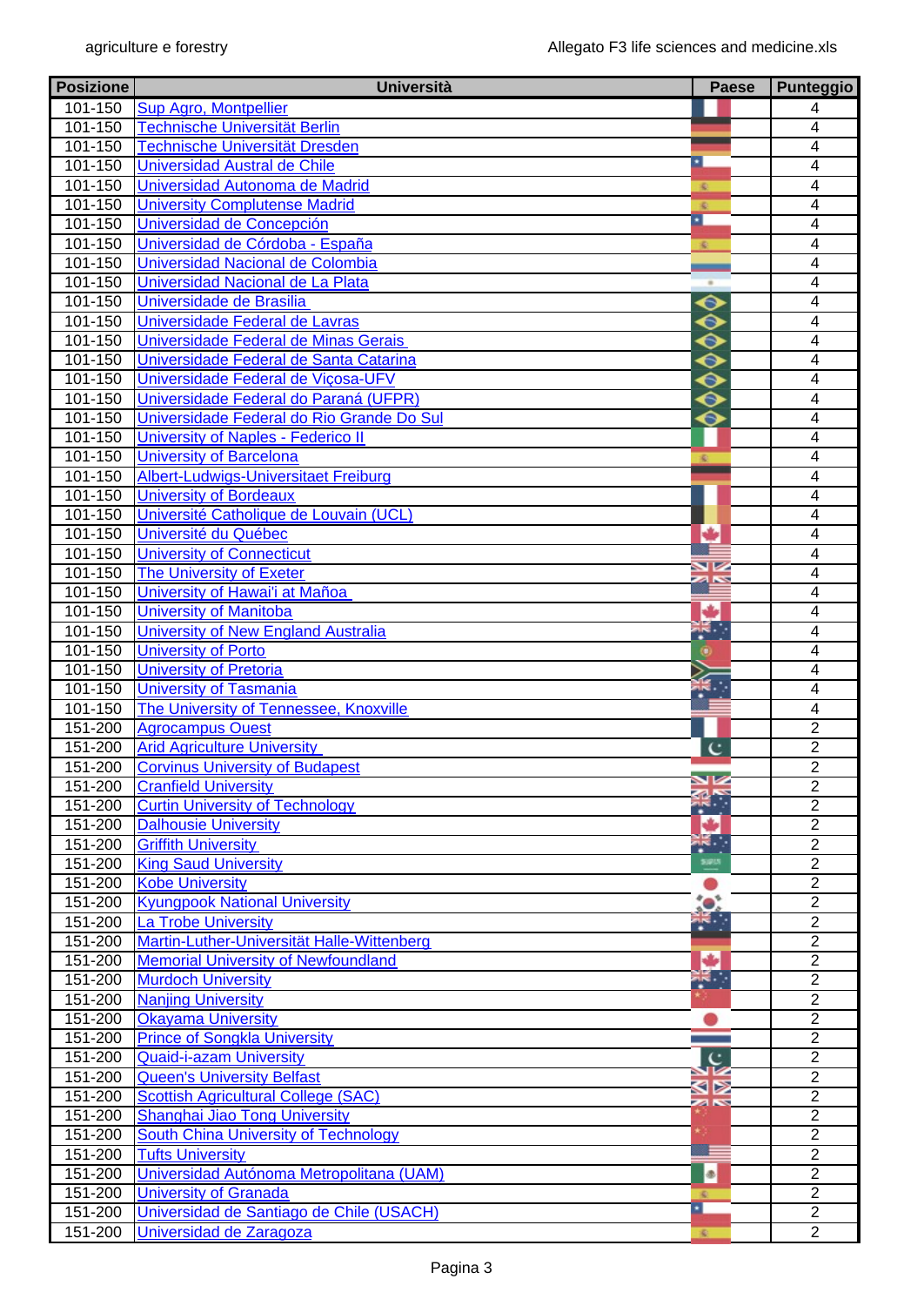| Posizione | Università | Paese | Punteggio |
|---|---|---|---|
| 101-150 | Sup Agro, Montpellier | | 4 |
| 101-150 | Technische Universität Berlin | | 4 |
| 101-150 | Technische Universität Dresden | | 4 |
| 101-150 | Universidad Austral de Chile | | 4 |
| 101-150 | Universidad Autonoma de Madrid | | 4 |
| 101-150 | University Complutense Madrid | | 4 |
| 101-150 | Universidad de Concepción | | 4 |
| 101-150 | Universidad de Córdoba - España | | 4 |
| 101-150 | Universidad Nacional de Colombia | | 4 |
| 101-150 | Universidad Nacional de La Plata | | 4 |
| 101-150 | Universidade de Brasilia | | 4 |
| 101-150 | Universidade Federal de Lavras | | 4 |
| 101-150 | Universidade Federal de Minas Gerais | | 4 |
| 101-150 | Universidade Federal de Santa Catarina | | 4 |
| 101-150 | Universidade Federal de Viçosa-UFV | | 4 |
| 101-150 | Universidade Federal do Paraná (UFPR) | | 4 |
| 101-150 | Universidade Federal do Rio Grande Do Sul | | 4 |
| 101-150 | University of Naples - Federico II | | 4 |
| 101-150 | University of Barcelona | | 4 |
| 101-150 | Albert-Ludwigs-Universitaet Freiburg | | 4 |
| 101-150 | University of Bordeaux | | 4 |
| 101-150 | Université Catholique de Louvain (UCL) | | 4 |
| 101-150 | Université du Québec | | 4 |
| 101-150 | University of Connecticut | | 4 |
| 101-150 | The University of Exeter | | 4 |
| 101-150 | University of Hawai'i at Mañoa | | 4 |
| 101-150 | University of Manitoba | | 4 |
| 101-150 | University of New England Australia | | 4 |
| 101-150 | University of Porto | | 4 |
| 101-150 | University of Pretoria | | 4 |
| 101-150 | University of Tasmania | | 4 |
| 101-150 | The University of Tennessee, Knoxville | | 4 |
| 151-200 | Agrocampus Ouest | | 2 |
| 151-200 | Arid Agriculture University | | 2 |
| 151-200 | Corvinus University of Budapest | | 2 |
| 151-200 | Cranfield University | | 2 |
| 151-200 | Curtin University of Technology | | 2 |
| 151-200 | Dalhousie University | | 2 |
| 151-200 | Griffith University | | 2 |
| 151-200 | King Saud University | | 2 |
| 151-200 | Kobe University | | 2 |
| 151-200 | Kyungpook National University | | 2 |
| 151-200 | La Trobe University | | 2 |
| 151-200 | Martin-Luther-Universität Halle-Wittenberg | | 2 |
| 151-200 | Memorial University of Newfoundland | | 2 |
| 151-200 | Murdoch University | | 2 |
| 151-200 | Nanjing University | | 2 |
| 151-200 | Okayama University | | 2 |
| 151-200 | Prince of Songkla University | | 2 |
| 151-200 | Quaid-i-azam University | | 2 |
| 151-200 | Queen's University Belfast | | 2 |
| 151-200 | Scottish Agricultural College (SAC) | | 2 |
| 151-200 | Shanghai Jiao Tong University | | 2 |
| 151-200 | South China University of Technology | | 2 |
| 151-200 | Tufts University | | 2 |
| 151-200 | Universidad Autónoma Metropolitana (UAM) | | 2 |
| 151-200 | University of Granada | | 2 |
| 151-200 | Universidad de Santiago de Chile (USACH) | | 2 |
| 151-200 | Universidad de Zaragoza | | 2 |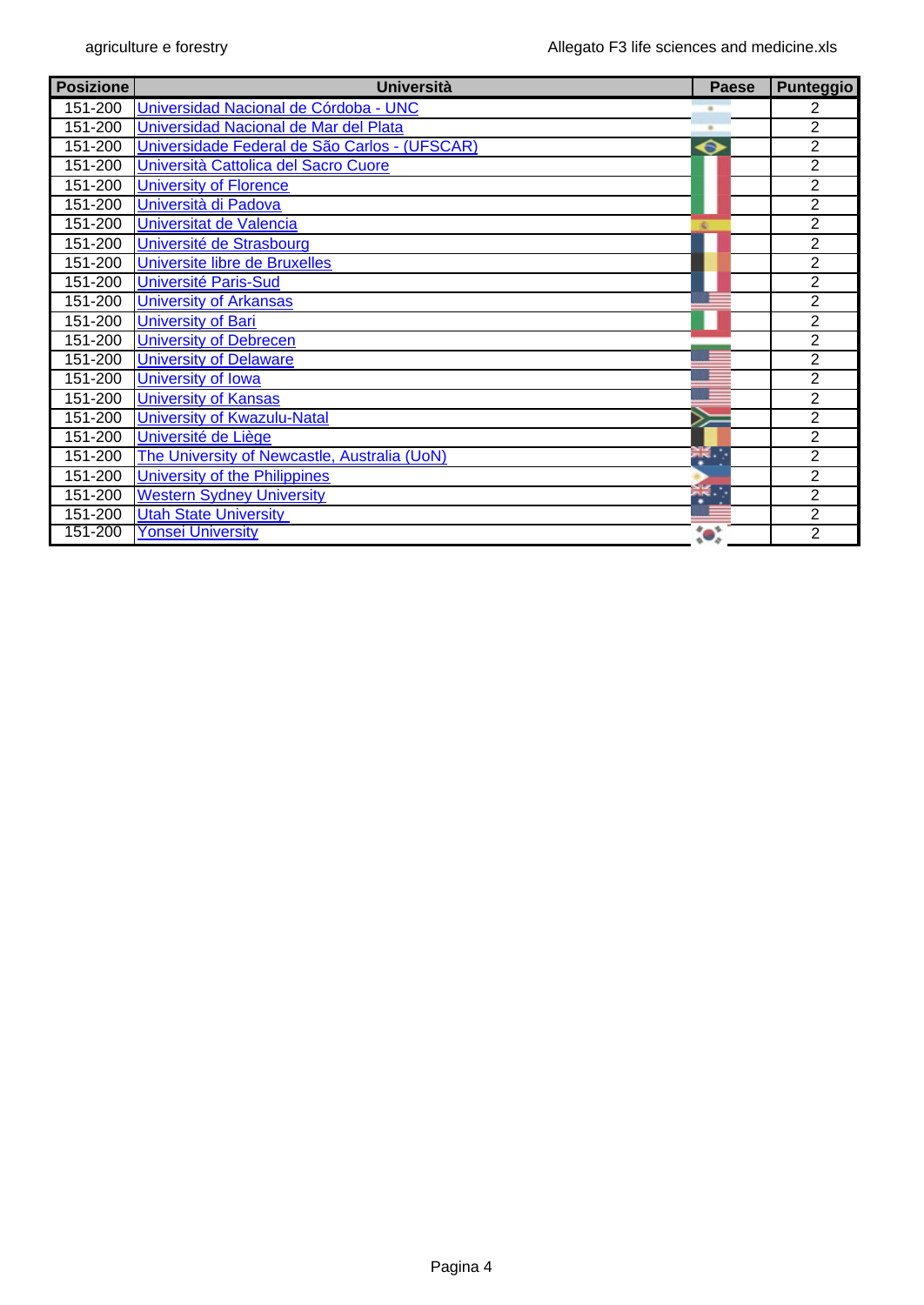| Posizione | Università | Paese | Punteggio |
|---|---|---|---|
| 151-200 | Universidad Nacional de Córdoba - UNC | | 2 |
| 151-200 | Universidad Nacional de Mar del Plata | | 2 |
| 151-200 | Universidade Federal de São Carlos - (UFSCAR) | | 2 |
| 151-200 | Università Cattolica del Sacro Cuore | | 2 |
| 151-200 | University of Florence | | 2 |
| 151-200 | Università di Padova | | 2 |
| 151-200 | Universitat de Valencia | | 2 |
| 151-200 | Université de Strasbourg | | 2 |
| 151-200 | Universite libre de Bruxelles | | 2 |
| 151-200 | Université Paris-Sud | | 2 |
| 151-200 | University of Arkansas | | 2 |
| 151-200 | University of Bari | | 2 |
| 151-200 | University of Debrecen | | 2 |
| 151-200 | University of Delaware | | 2 |
| 151-200 | University of Iowa | | 2 |
| 151-200 | University of Kansas | | 2 |
| 151-200 | University of Kwazulu-Natal | | 2 |
| 151-200 | Université de Liège | | 2 |
| 151-200 | The University of Newcastle, Australia (UoN) | | 2 |
| 151-200 | University of the Philippines | | 2 |
| 151-200 | Western Sydney University | | 2 |
| 151-200 | Utah State University | | 2 |
| 151-200 | Yonsei University | | 2 |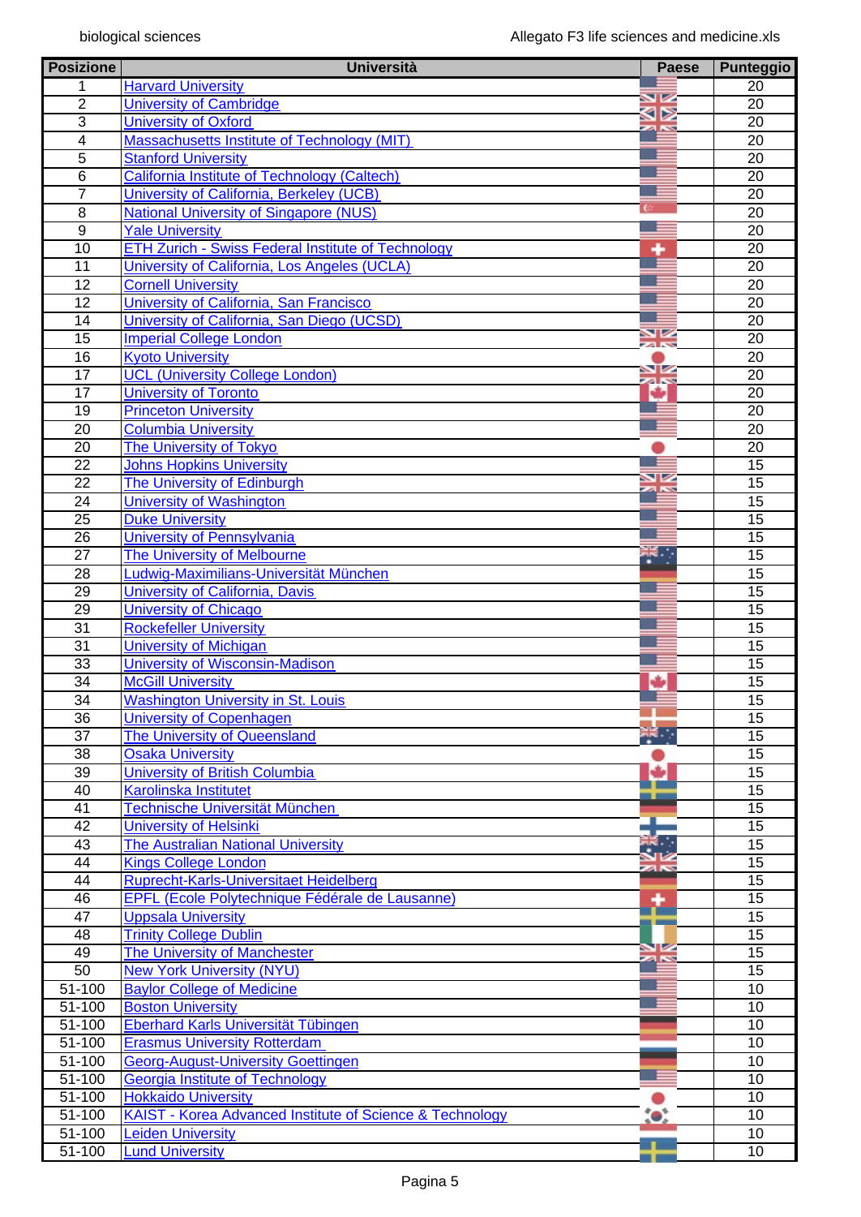| Posizione | Università | Paese | Punteggio |
|---|---|---|---|
| 1 | Harvard University | | 20 |
| 2 | University of Cambridge | | 20 |
| 3 | University of Oxford | | 20 |
| 4 | Massachusetts Institute of Technology (MIT) | | 20 |
| 5 | Stanford University | | 20 |
| 6 | California Institute of Technology (Caltech) | | 20 |
| 7 | University of California, Berkeley (UCB) | | 20 |
| 8 | National University of Singapore (NUS) | | 20 |
| 9 | Yale University | | 20 |
| 10 | ETH Zurich - Swiss Federal Institute of Technology | | 20 |
| 11 | University of California, Los Angeles (UCLA) | | 20 |
| 12 | Cornell University | | 20 |
| 12 | University of California, San Francisco | | 20 |
| 14 | University of California, San Diego (UCSD) | | 20 |
| 15 | Imperial College London | | 20 |
| 16 | Kyoto University | | 20 |
| 17 | UCL (University College London) | | 20 |
| 17 | University of Toronto | | 20 |
| 19 | Princeton University | | 20 |
| 20 | Columbia University | | 20 |
| 20 | The University of Tokyo | | 20 |
| 22 | Johns Hopkins University | | 15 |
| 22 | The University of Edinburgh | | 15 |
| 24 | University of Washington | | 15 |
| 25 | Duke University | | 15 |
| 26 | University of Pennsylvania | | 15 |
| 27 | The University of Melbourne | | 15 |
| 28 | Ludwig-Maximilians-Universität München | | 15 |
| 29 | University of California, Davis | | 15 |
| 29 | University of Chicago | | 15 |
| 31 | Rockefeller University | | 15 |
| 31 | University of Michigan | | 15 |
| 33 | University of Wisconsin-Madison | | 15 |
| 34 | McGill University | | 15 |
| 34 | Washington University in St. Louis | | 15 |
| 36 | University of Copenhagen | | 15 |
| 37 | The University of Queensland | | 15 |
| 38 | Osaka University | | 15 |
| 39 | University of British Columbia | | 15 |
| 40 | Karolinska Institutet | | 15 |
| 41 | Technische Universität München | | 15 |
| 42 | University of Helsinki | | 15 |
| 43 | The Australian National University | | 15 |
| 44 | Kings College London | | 15 |
| 44 | Ruprecht-Karls-Universitaet Heidelberg | | 15 |
| 46 | EPFL (Ecole Polytechnique Fédérale de Lausanne) | | 15 |
| 47 | Uppsala University | | 15 |
| 48 | Trinity College Dublin | | 15 |
| 49 | The University of Manchester | | 15 |
| 50 | New York University (NYU) | | 15 |
| 51-100 | Baylor College of Medicine | | 10 |
| 51-100 | Boston University | | 10 |
| 51-100 | Eberhard Karls Universität Tübingen | | 10 |
| 51-100 | Erasmus University Rotterdam | | 10 |
| 51-100 | Georg-August-University Goettingen | | 10 |
| 51-100 | Georgia Institute of Technology | | 10 |
| 51-100 | Hokkaido University | | 10 |
| 51-100 | KAIST - Korea Advanced Institute of Science & Technology | | 10 |
| 51-100 | Leiden University | | 10 |
| 51-100 | Lund University | | 10 |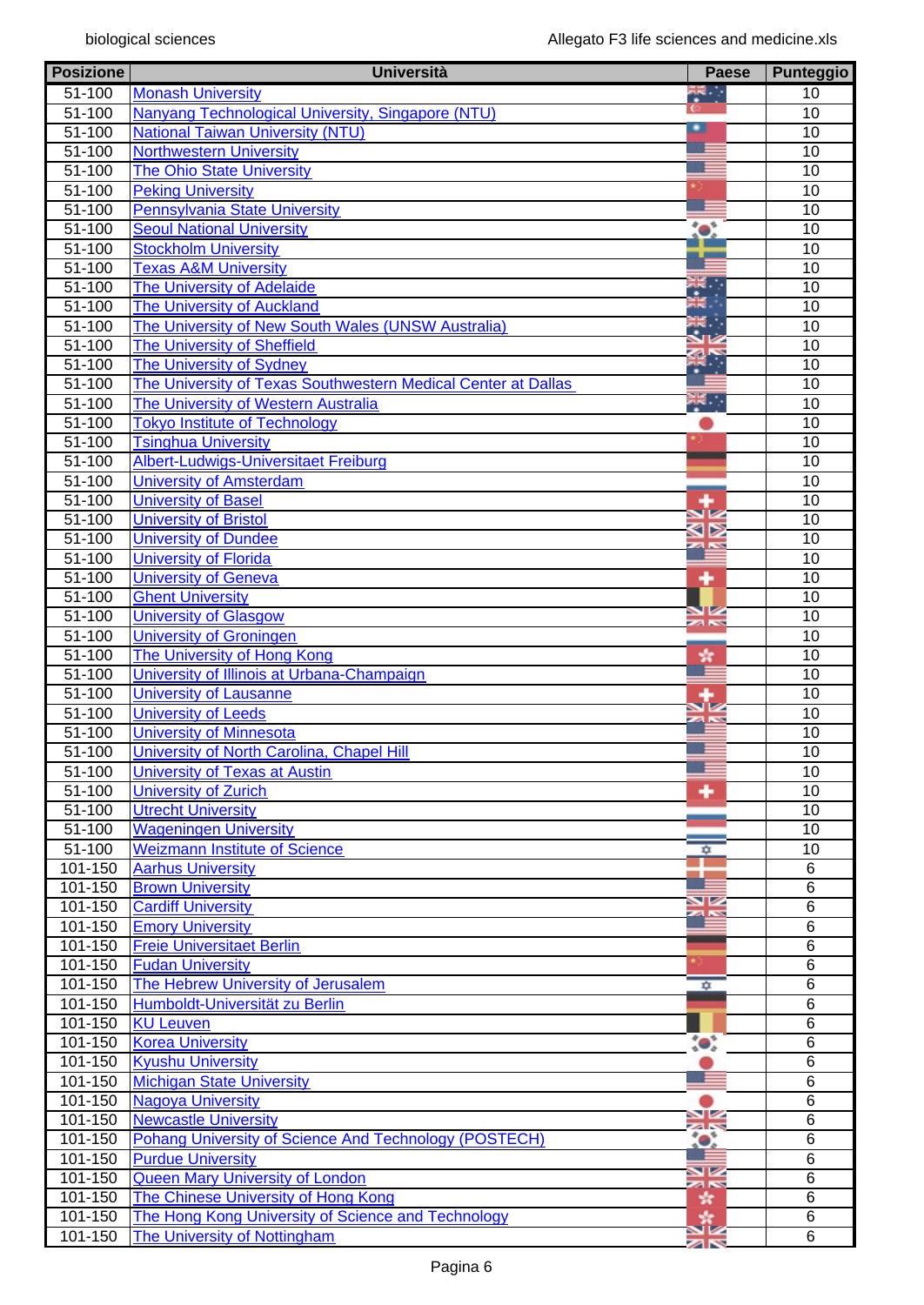| Posizione | Università | Paese | Punteggio |
|---|---|---|---|
| 51-100 | Monash University | | 10 |
| 51-100 | Nanyang Technological University, Singapore (NTU) | | 10 |
| 51-100 | National Taiwan University (NTU) | | 10 |
| 51-100 | Northwestern University | | 10 |
| 51-100 | The Ohio State University | | 10 |
| 51-100 | Peking University | | 10 |
| 51-100 | Pennsylvania State University | | 10 |
| 51-100 | Seoul National University | | 10 |
| 51-100 | Stockholm University | | 10 |
| 51-100 | Texas A&M University | | 10 |
| 51-100 | The University of Adelaide | | 10 |
| 51-100 | The University of Auckland | | 10 |
| 51-100 | The University of New South Wales (UNSW Australia) | | 10 |
| 51-100 | The University of Sheffield | | 10 |
| 51-100 | The University of Sydney | | 10 |
| 51-100 | The University of Texas Southwestern Medical Center at Dallas | | 10 |
| 51-100 | The University of Western Australia | | 10 |
| 51-100 | Tokyo Institute of Technology | | 10 |
| 51-100 | Tsinghua University | | 10 |
| 51-100 | Albert-Ludwigs-Universitaet Freiburg | | 10 |
| 51-100 | University of Amsterdam | | 10 |
| 51-100 | University of Basel | | 10 |
| 51-100 | University of Bristol | | 10 |
| 51-100 | University of Dundee | | 10 |
| 51-100 | University of Florida | | 10 |
| 51-100 | University of Geneva | | 10 |
| 51-100 | Ghent University | | 10 |
| 51-100 | University of Glasgow | | 10 |
| 51-100 | University of Groningen | | 10 |
| 51-100 | The University of Hong Kong | | 10 |
| 51-100 | University of Illinois at Urbana-Champaign | | 10 |
| 51-100 | University of Lausanne | | 10 |
| 51-100 | University of Leeds | | 10 |
| 51-100 | University of Minnesota | | 10 |
| 51-100 | University of North Carolina, Chapel Hill | | 10 |
| 51-100 | University of Texas at Austin | | 10 |
| 51-100 | University of Zurich | | 10 |
| 51-100 | Utrecht University | | 10 |
| 51-100 | Wageningen University | | 10 |
| 51-100 | Weizmann Institute of Science | | 10 |
| 101-150 | Aarhus University | | 6 |
| 101-150 | Brown University | | 6 |
| 101-150 | Cardiff University | | 6 |
| 101-150 | Emory University | | 6 |
| 101-150 | Freie Universitaet Berlin | | 6 |
| 101-150 | Fudan University | | 6 |
| 101-150 | The Hebrew University of Jerusalem | | 6 |
| 101-150 | Humboldt-Universität zu Berlin | | 6 |
| 101-150 | KU Leuven | | 6 |
| 101-150 | Korea University | | 6 |
| 101-150 | Kyushu University | | 6 |
| 101-150 | Michigan State University | | 6 |
| 101-150 | Nagoya University | | 6 |
| 101-150 | Newcastle University | | 6 |
| 101-150 | Pohang University of Science And Technology (POSTECH) | | 6 |
| 101-150 | Purdue University | | 6 |
| 101-150 | Queen Mary University of London | | 6 |
| 101-150 | The Chinese University of Hong Kong | | 6 |
| 101-150 | The Hong Kong University of Science and Technology | | 6 |
| 101-150 | The University of Nottingham | | 6 |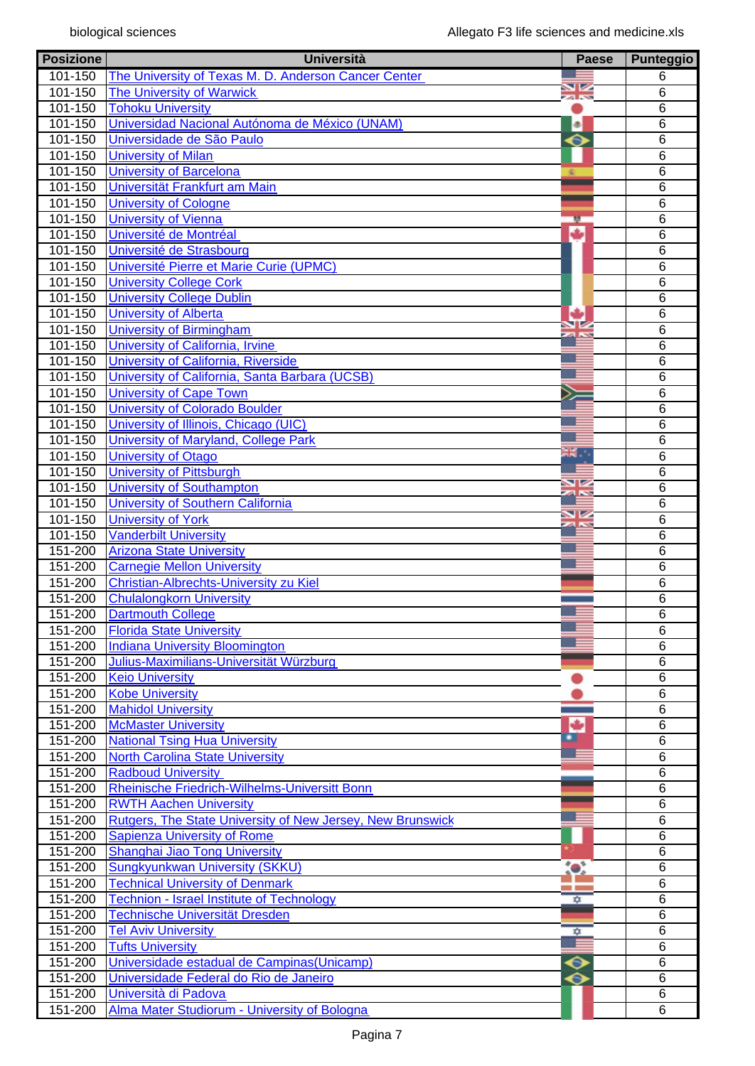| Posizione | Università | Paese | Punteggio |
|---|---|---|---|
| 101-150 | The University of Texas M. D. Anderson Cancer Center | | 6 |
| 101-150 | The University of Warwick | | 6 |
| 101-150 | Tohoku University | | 6 |
| 101-150 | Universidad Nacional Autónoma de México (UNAM) | | 6 |
| 101-150 | Universidade de São Paulo | | 6 |
| 101-150 | University of Milan | | 6 |
| 101-150 | University of Barcelona | | 6 |
| 101-150 | Universität Frankfurt am Main | | 6 |
| 101-150 | University of Cologne | | 6 |
| 101-150 | University of Vienna | | 6 |
| 101-150 | Université de Montréal | | 6 |
| 101-150 | Université de Strasbourg | | 6 |
| 101-150 | Université Pierre et Marie Curie (UPMC) | | 6 |
| 101-150 | University College Cork | | 6 |
| 101-150 | University College Dublin | | 6 |
| 101-150 | University of Alberta | | 6 |
| 101-150 | University of Birmingham | | 6 |
| 101-150 | University of California, Irvine | | 6 |
| 101-150 | University of California, Riverside | | 6 |
| 101-150 | University of California, Santa Barbara (UCSB) | | 6 |
| 101-150 | University of Cape Town | | 6 |
| 101-150 | University of Colorado Boulder | | 6 |
| 101-150 | University of Illinois, Chicago (UIC) | | 6 |
| 101-150 | University of Maryland, College Park | | 6 |
| 101-150 | University of Otago | | 6 |
| 101-150 | University of Pittsburgh | | 6 |
| 101-150 | University of Southampton | | 6 |
| 101-150 | University of Southern California | | 6 |
| 101-150 | University of York | | 6 |
| 101-150 | Vanderbilt University | | 6 |
| 151-200 | Arizona State University | | 6 |
| 151-200 | Carnegie Mellon University | | 6 |
| 151-200 | Christian-Albrechts-University zu Kiel | | 6 |
| 151-200 | Chulalongkorn University | | 6 |
| 151-200 | Dartmouth College | | 6 |
| 151-200 | Florida State University | | 6 |
| 151-200 | Indiana University Bloomington | | 6 |
| 151-200 | Julius-Maximilians-Universität Würzburg | | 6 |
| 151-200 | Keio University | | 6 |
| 151-200 | Kobe University | | 6 |
| 151-200 | Mahidol University | | 6 |
| 151-200 | McMaster University | | 6 |
| 151-200 | National Tsing Hua University | | 6 |
| 151-200 | North Carolina State University | | 6 |
| 151-200 | Radboud University | | 6 |
| 151-200 | Rheinische Friedrich-Wilhelms-Universitt Bonn | | 6 |
| 151-200 | RWTH Aachen University | | 6 |
| 151-200 | Rutgers, The State University of New Jersey, New Brunswick | | 6 |
| 151-200 | Sapienza University of Rome | | 6 |
| 151-200 | Shanghai Jiao Tong University | | 6 |
| 151-200 | Sungkyunkwan University (SKKU) | | 6 |
| 151-200 | Technical University of Denmark | | 6 |
| 151-200 | Technion - Israel Institute of Technology | | 6 |
| 151-200 | Technische Universität Dresden | | 6 |
| 151-200 | Tel Aviv University | | 6 |
| 151-200 | Tufts University | | 6 |
| 151-200 | Universidade estadual de Campinas(Unicamp) | | 6 |
| 151-200 | Universidade Federal do Rio de Janeiro | | 6 |
| 151-200 | Università di Padova | | 6 |
| 151-200 | Alma Mater Studiorum - University of Bologna | | 6 |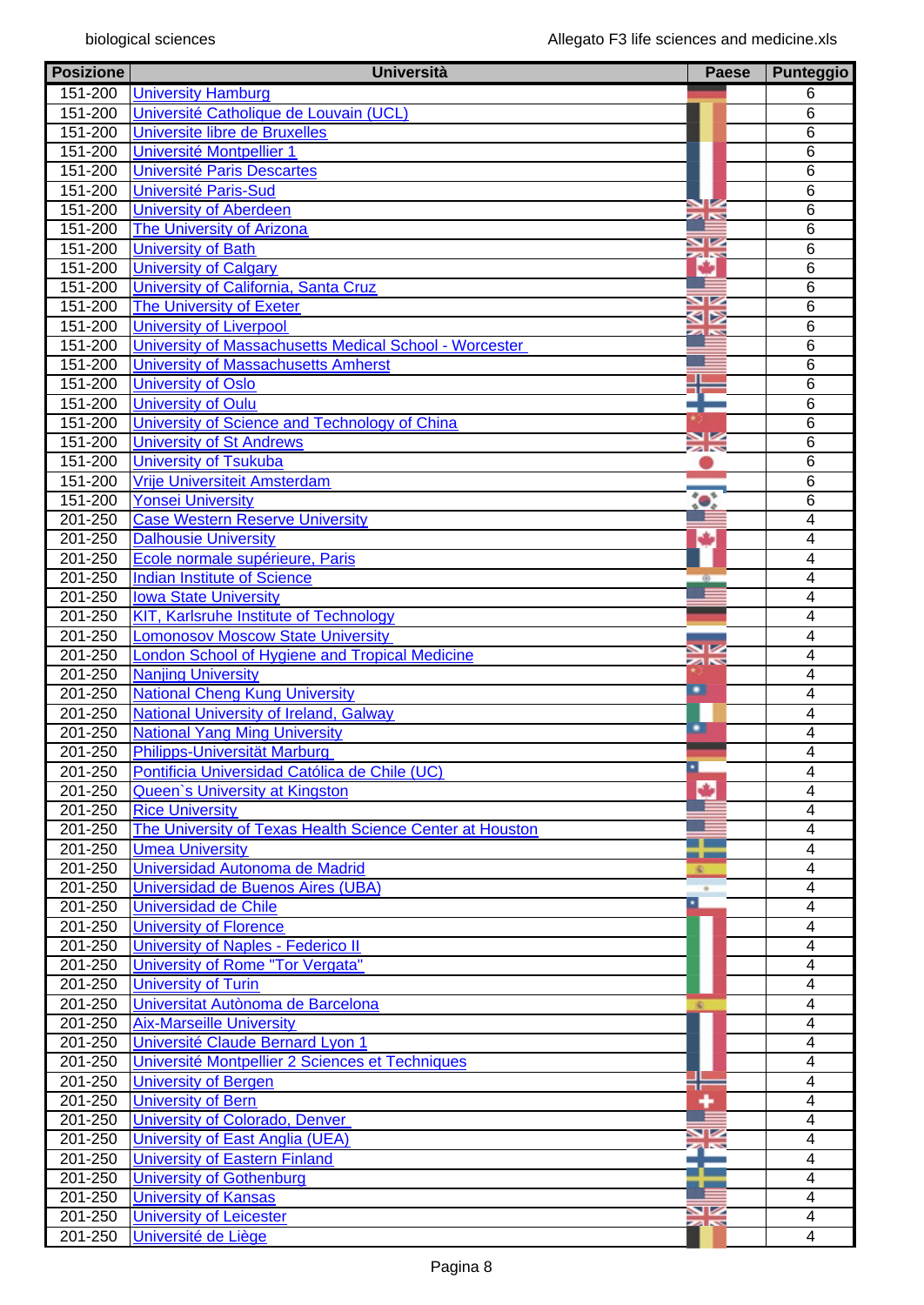| Posizione | Università | Paese | Punteggio |
|---|---|---|---|
| 151-200 | University Hamburg | | 6 |
| 151-200 | Université Catholique de Louvain (UCL) | | 6 |
| 151-200 | Universite libre de Bruxelles | | 6 |
| 151-200 | Université Montpellier 1 | | 6 |
| 151-200 | Université Paris Descartes | | 6 |
| 151-200 | Université Paris-Sud | | 6 |
| 151-200 | University of Aberdeen | | 6 |
| 151-200 | The University of Arizona | | 6 |
| 151-200 | University of Bath | | 6 |
| 151-200 | University of Calgary | | 6 |
| 151-200 | University of California, Santa Cruz | | 6 |
| 151-200 | The University of Exeter | | 6 |
| 151-200 | University of Liverpool | | 6 |
| 151-200 | University of Massachusetts Medical School - Worcester | | 6 |
| 151-200 | University of Massachusetts Amherst | | 6 |
| 151-200 | University of Oslo | | 6 |
| 151-200 | University of Oulu | | 6 |
| 151-200 | University of Science and Technology of China | | 6 |
| 151-200 | University of St Andrews | | 6 |
| 151-200 | University of Tsukuba | | 6 |
| 151-200 | Vrije Universiteit Amsterdam | | 6 |
| 151-200 | Yonsei University | | 6 |
| 201-250 | Case Western Reserve University | | 4 |
| 201-250 | Dalhousie University | | 4 |
| 201-250 | Ecole normale supérieure, Paris | | 4 |
| 201-250 | Indian Institute of Science | | 4 |
| 201-250 | Iowa State University | | 4 |
| 201-250 | KIT, Karlsruhe Institute of Technology | | 4 |
| 201-250 | Lomonosov Moscow State University | | 4 |
| 201-250 | London School of Hygiene and Tropical Medicine | | 4 |
| 201-250 | Nanjing University | | 4 |
| 201-250 | National Cheng Kung University | | 4 |
| 201-250 | National University of Ireland, Galway | | 4 |
| 201-250 | National Yang Ming University | | 4 |
| 201-250 | Philipps-Universität Marburg | | 4 |
| 201-250 | Pontificia Universidad Católica de Chile (UC) | | 4 |
| 201-250 | Queen`s University at Kingston | | 4 |
| 201-250 | Rice University | | 4 |
| 201-250 | The University of Texas Health Science Center at Houston | | 4 |
| 201-250 | Umea University | | 4 |
| 201-250 | Universidad Autonoma de Madrid | | 4 |
| 201-250 | Universidad de Buenos Aires (UBA) | | 4 |
| 201-250 | Universidad de Chile | | 4 |
| 201-250 | University of Florence | | 4 |
| 201-250 | University of Naples - Federico II | | 4 |
| 201-250 | University of Rome "Tor Vergata" | | 4 |
| 201-250 | University of Turin | | 4 |
| 201-250 | Universitat Autònoma de Barcelona | | 4 |
| 201-250 | Aix-Marseille University | | 4 |
| 201-250 | Université Claude Bernard Lyon 1 | | 4 |
| 201-250 | Université Montpellier 2 Sciences et Techniques | | 4 |
| 201-250 | University of Bergen | | 4 |
| 201-250 | University of Bern | | 4 |
| 201-250 | University of Colorado, Denver | | 4 |
| 201-250 | University of East Anglia (UEA) | | 4 |
| 201-250 | University of Eastern Finland | | 4 |
| 201-250 | University of Gothenburg | | 4 |
| 201-250 | University of Kansas | | 4 |
| 201-250 | University of Leicester | | 4 |
| 201-250 | Université de Liège | | 4 |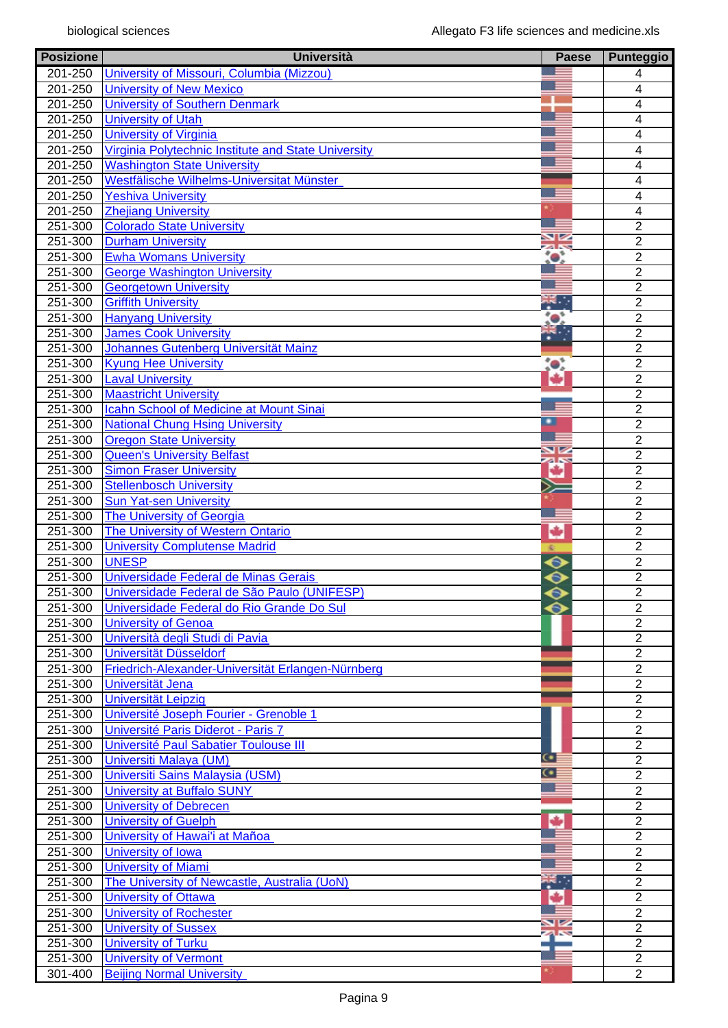| Posizione | Università | Paese | Punteggio |
|---|---|---|---|
| 201-250 | University of Missouri, Columbia (Mizzou) | | 4 |
| 201-250 | University of New Mexico | | 4 |
| 201-250 | University of Southern Denmark | | 4 |
| 201-250 | University of Utah | | 4 |
| 201-250 | University of Virginia | | 4 |
| 201-250 | Virginia Polytechnic Institute and State University | | 4 |
| 201-250 | Washington State University | | 4 |
| 201-250 | Westfälische Wilhelms-Universitat Münster | | 4 |
| 201-250 | Yeshiva University | | 4 |
| 201-250 | Zhejiang University | | 4 |
| 251-300 | Colorado State University | | 2 |
| 251-300 | Durham University | | 2 |
| 251-300 | Ewha Womans University | | 2 |
| 251-300 | George Washington University | | 2 |
| 251-300 | Georgetown University | | 2 |
| 251-300 | Griffith University | | 2 |
| 251-300 | Hanyang University | | 2 |
| 251-300 | James Cook University | | 2 |
| 251-300 | Johannes Gutenberg Universität Mainz | | 2 |
| 251-300 | Kyung Hee University | | 2 |
| 251-300 | Laval University | | 2 |
| 251-300 | Maastricht University | | 2 |
| 251-300 | Icahn School of Medicine at Mount Sinai | | 2 |
| 251-300 | National Chung Hsing University | | 2 |
| 251-300 | Oregon State University | | 2 |
| 251-300 | Queen's University Belfast | | 2 |
| 251-300 | Simon Fraser University | | 2 |
| 251-300 | Stellenbosch University | | 2 |
| 251-300 | Sun Yat-sen University | | 2 |
| 251-300 | The University of Georgia | | 2 |
| 251-300 | The University of Western Ontario | | 2 |
| 251-300 | University Complutense Madrid | | 2 |
| 251-300 | UNESP | | 2 |
| 251-300 | Universidade Federal de Minas Gerais | | 2 |
| 251-300 | Universidade Federal de São Paulo (UNIFESP) | | 2 |
| 251-300 | Universidade Federal do Rio Grande Do Sul | | 2 |
| 251-300 | University of Genoa | | 2 |
| 251-300 | Università degli Studi di Pavia | | 2 |
| 251-300 | Universität Düsseldorf | | 2 |
| 251-300 | Friedrich-Alexander-Universität Erlangen-Nürnberg | | 2 |
| 251-300 | Universität Jena | | 2 |
| 251-300 | Universität Leipzig | | 2 |
| 251-300 | Université Joseph Fourier - Grenoble 1 | | 2 |
| 251-300 | Université Paris Diderot - Paris 7 | | 2 |
| 251-300 | Université Paul Sabatier Toulouse III | | 2 |
| 251-300 | Universiti Malaya (UM) | | 2 |
| 251-300 | Universiti Sains Malaysia (USM) | | 2 |
| 251-300 | University at Buffalo SUNY | | 2 |
| 251-300 | University of Debrecen | | 2 |
| 251-300 | University of Guelph | | 2 |
| 251-300 | University of Hawai'i at Mañoa | | 2 |
| 251-300 | University of Iowa | | 2 |
| 251-300 | University of Miami | | 2 |
| 251-300 | The University of Newcastle, Australia (UoN) | | 2 |
| 251-300 | University of Ottawa | | 2 |
| 251-300 | University of Rochester | | 2 |
| 251-300 | University of Sussex | | 2 |
| 251-300 | University of Turku | | 2 |
| 251-300 | University of Vermont | | 2 |
| 301-400 | Beijing Normal University | | 2 |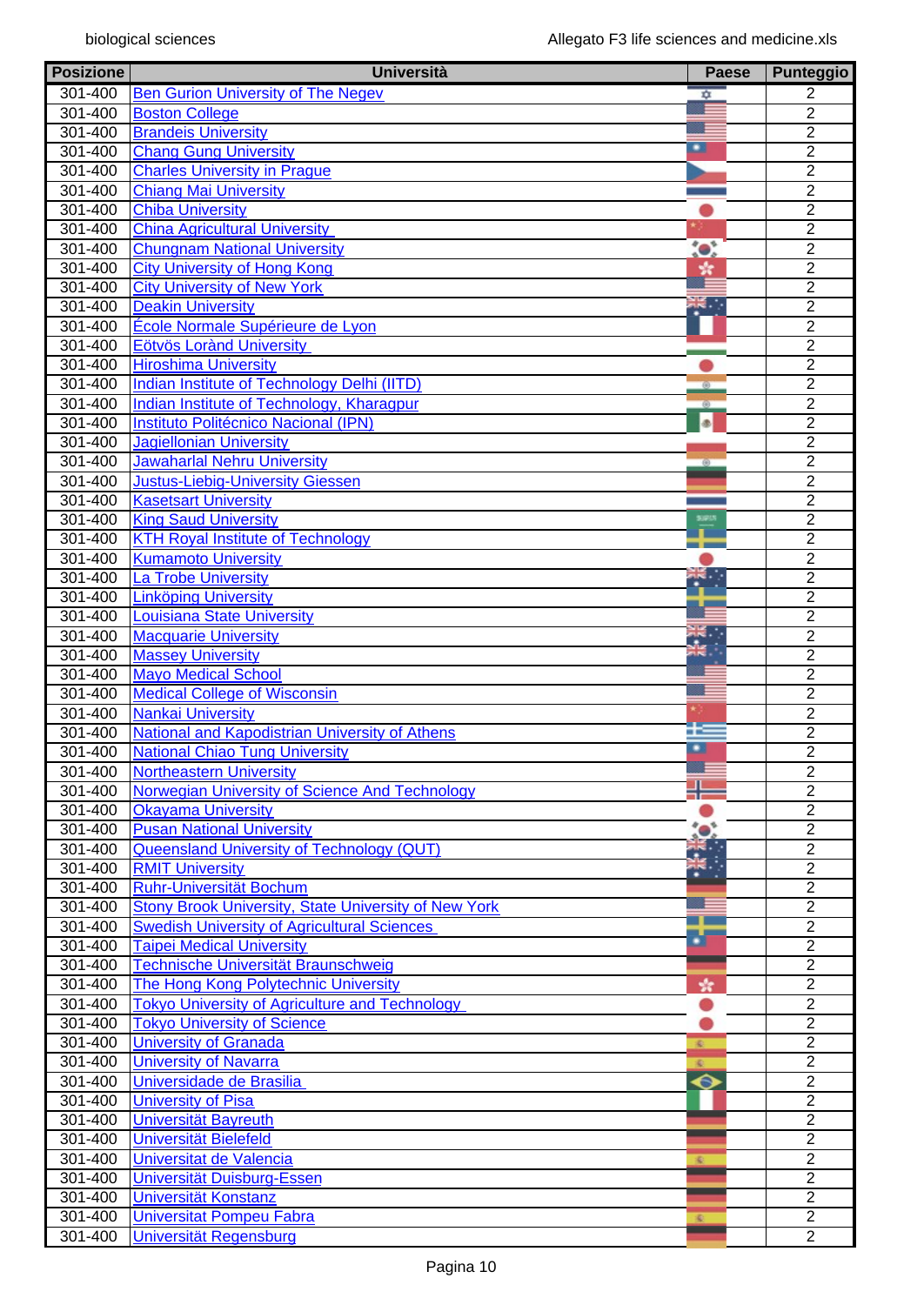| Posizione | Università | Paese | Punteggio |
|---|---|---|---|
| 301-400 | Ben Gurion University of The Negev | | 2 |
| 301-400 | Boston College | | 2 |
| 301-400 | Brandeis University | | 2 |
| 301-400 | Chang Gung University | | 2 |
| 301-400 | Charles University in Prague | | 2 |
| 301-400 | Chiang Mai University | | 2 |
| 301-400 | Chiba University | | 2 |
| 301-400 | China Agricultural University | | 2 |
| 301-400 | Chungnam National University | | 2 |
| 301-400 | City University of Hong Kong | | 2 |
| 301-400 | City University of New York | | 2 |
| 301-400 | Deakin University | | 2 |
| 301-400 | École Normale Supérieure de Lyon | | 2 |
| 301-400 | Eötvös Loránd University | | 2 |
| 301-400 | Hiroshima University | | 2 |
| 301-400 | Indian Institute of Technology Delhi (IITD) | | 2 |
| 301-400 | Indian Institute of Technology, Kharagpur | | 2 |
| 301-400 | Instituto Politécnico Nacional (IPN) | | 2 |
| 301-400 | Jagiellonian University | | 2 |
| 301-400 | Jawaharlal Nehru University | | 2 |
| 301-400 | Justus-Liebig-University Giessen | | 2 |
| 301-400 | Kasetsart University | | 2 |
| 301-400 | King Saud University | | 2 |
| 301-400 | KTH Royal Institute of Technology | | 2 |
| 301-400 | Kumamoto University | | 2 |
| 301-400 | La Trobe University | | 2 |
| 301-400 | Linköping University | | 2 |
| 301-400 | Louisiana State University | | 2 |
| 301-400 | Macquarie University | | 2 |
| 301-400 | Massey University | | 2 |
| 301-400 | Mayo Medical School | | 2 |
| 301-400 | Medical College of Wisconsin | | 2 |
| 301-400 | Nankai University | | 2 |
| 301-400 | National and Kapodistrian University of Athens | | 2 |
| 301-400 | National Chiao Tung University | | 2 |
| 301-400 | Northeastern University | | 2 |
| 301-400 | Norwegian University of Science And Technology | | 2 |
| 301-400 | Okayama University | | 2 |
| 301-400 | Pusan National University | | 2 |
| 301-400 | Queensland University of Technology (QUT) | | 2 |
| 301-400 | RMIT University | | 2 |
| 301-400 | Ruhr-Universität Bochum | | 2 |
| 301-400 | Stony Brook University, State University of New York | | 2 |
| 301-400 | Swedish University of Agricultural Sciences | | 2 |
| 301-400 | Taipei Medical University | | 2 |
| 301-400 | Technische Universität Braunschweig | | 2 |
| 301-400 | The Hong Kong Polytechnic University | | 2 |
| 301-400 | Tokyo University of Agriculture and Technology | | 2 |
| 301-400 | Tokyo University of Science | | 2 |
| 301-400 | University of Granada | | 2 |
| 301-400 | University of Navarra | | 2 |
| 301-400 | Universidade de Brasilia | | 2 |
| 301-400 | University of Pisa | | 2 |
| 301-400 | Universität Bayreuth | | 2 |
| 301-400 | Universität Bielefeld | | 2 |
| 301-400 | Universitat de Valencia | | 2 |
| 301-400 | Universität Duisburg-Essen | | 2 |
| 301-400 | Universität Konstanz | | 2 |
| 301-400 | Universitat Pompeu Fabra | | 2 |
| 301-400 | Universität Regensburg | | 2 |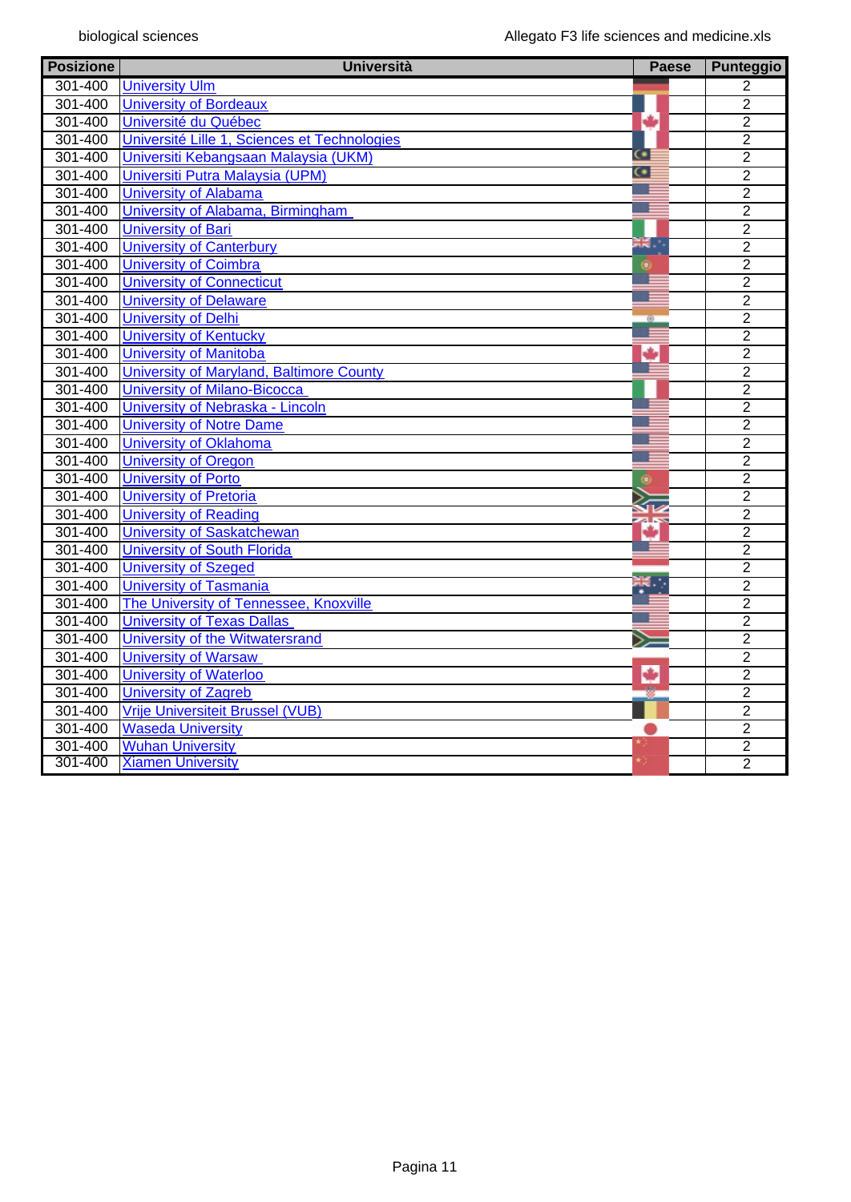| Posizione | Università | Paese | Punteggio |
|---|---|---|---|
| 301-400 | University Ulm | | 2 |
| 301-400 | University of Bordeaux | | 2 |
| 301-400 | Université du Québec | | 2 |
| 301-400 | Université Lille 1, Sciences et Technologies | | 2 |
| 301-400 | Universiti Kebangsaan Malaysia (UKM) | | 2 |
| 301-400 | Universiti Putra Malaysia (UPM) | | 2 |
| 301-400 | University of Alabama | | 2 |
| 301-400 | University of Alabama, Birmingham | | 2 |
| 301-400 | University of Bari | | 2 |
| 301-400 | University of Canterbury | | 2 |
| 301-400 | University of Coimbra | | 2 |
| 301-400 | University of Connecticut | | 2 |
| 301-400 | University of Delaware | | 2 |
| 301-400 | University of Delhi | | 2 |
| 301-400 | University of Kentucky | | 2 |
| 301-400 | University of Manitoba | | 2 |
| 301-400 | University of Maryland, Baltimore County | | 2 |
| 301-400 | University of Milano-Bicocca | | 2 |
| 301-400 | University of Nebraska - Lincoln | | 2 |
| 301-400 | University of Notre Dame | | 2 |
| 301-400 | University of Oklahoma | | 2 |
| 301-400 | University of Oregon | | 2 |
| 301-400 | University of Porto | | 2 |
| 301-400 | University of Pretoria | | 2 |
| 301-400 | University of Reading | | 2 |
| 301-400 | University of Saskatchewan | | 2 |
| 301-400 | University of South Florida | | 2 |
| 301-400 | University of Szeged | | 2 |
| 301-400 | University of Tasmania | | 2 |
| 301-400 | The University of Tennessee, Knoxville | | 2 |
| 301-400 | University of Texas Dallas | | 2 |
| 301-400 | University of the Witwatersrand | | 2 |
| 301-400 | University of Warsaw | | 2 |
| 301-400 | University of Waterloo | | 2 |
| 301-400 | University of Zagreb | | 2 |
| 301-400 | Vrije Universiteit Brussel (VUB) | | 2 |
| 301-400 | Waseda University | | 2 |
| 301-400 | Wuhan University | | 2 |
| 301-400 | Xiamen University | | 2 |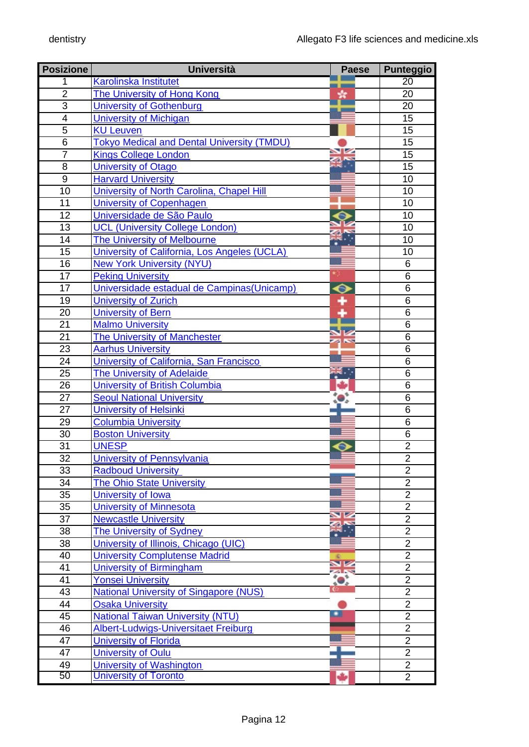| Posizione | Università | Paese | Punteggio |
|---|---|---|---|
| 1 | Karolinska Institutet | | 20 |
| 2 | The University of Hong Kong | | 20 |
| 3 | University of Gothenburg | | 20 |
| 4 | University of Michigan | | 15 |
| 5 | KU Leuven | | 15 |
| 6 | Tokyo Medical and Dental University (TMDU) | | 15 |
| 7 | Kings College London | | 15 |
| 8 | University of Otago | | 15 |
| 9 | Harvard University | | 10 |
| 10 | University of North Carolina, Chapel Hill | | 10 |
| 11 | University of Copenhagen | | 10 |
| 12 | Universidade de São Paulo | | 10 |
| 13 | UCL (University College London) | | 10 |
| 14 | The University of Melbourne | | 10 |
| 15 | University of California, Los Angeles (UCLA) | | 10 |
| 16 | New York University (NYU) | | 6 |
| 17 | Peking University | | 6 |
| 17 | Universidade estadual de Campinas(Unicamp) | | 6 |
| 19 | University of Zurich | | 6 |
| 20 | University of Bern | | 6 |
| 21 | Malmo University | | 6 |
| 21 | The University of Manchester | | 6 |
| 23 | Aarhus University | | 6 |
| 24 | University of California, San Francisco | | 6 |
| 25 | The University of Adelaide | | 6 |
| 26 | University of British Columbia | | 6 |
| 27 | Seoul National University | | 6 |
| 27 | University of Helsinki | | 6 |
| 29 | Columbia University | | 6 |
| 30 | Boston University | | 6 |
| 31 | UNESP | | 2 |
| 32 | University of Pennsylvania | | 2 |
| 33 | Radboud University | | 2 |
| 34 | The Ohio State University | | 2 |
| 35 | University of Iowa | | 2 |
| 35 | University of Minnesota | | 2 |
| 37 | Newcastle University | | 2 |
| 38 | The University of Sydney | | 2 |
| 38 | University of Illinois, Chicago (UIC) | | 2 |
| 40 | University Complutense Madrid | | 2 |
| 41 | University of Birmingham | | 2 |
| 41 | Yonsei University | | 2 |
| 43 | National University of Singapore (NUS) | | 2 |
| 44 | Osaka University | | 2 |
| 45 | National Taiwan University (NTU) | | 2 |
| 46 | Albert-Ludwigs-Universitaet Freiburg | | 2 |
| 47 | University of Florida | | 2 |
| 47 | University of Oulu | | 2 |
| 49 | University of Washington | | 2 |
| 50 | University of Toronto | | 2 |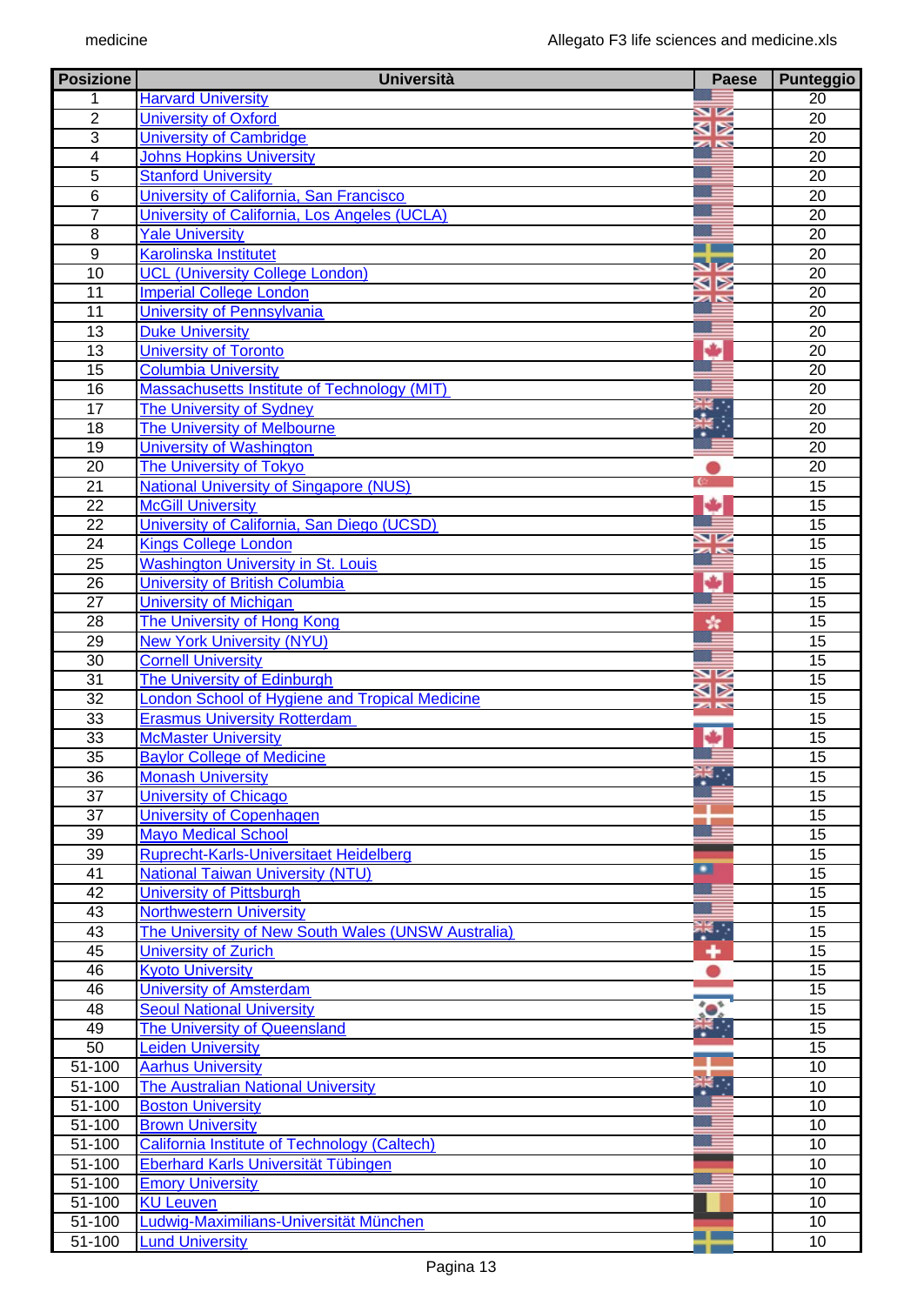| Posizione | Università | Paese | Punteggio |
|---|---|---|---|
| 1 | Harvard University | | 20 |
| 2 | University of Oxford | | 20 |
| 3 | University of Cambridge | | 20 |
| 4 | Johns Hopkins University | | 20 |
| 5 | Stanford University | | 20 |
| 6 | University of California, San Francisco | | 20 |
| 7 | University of California, Los Angeles (UCLA) | | 20 |
| 8 | Yale University | | 20 |
| 9 | Karolinska Institutet | | 20 |
| 10 | UCL (University College London) | | 20 |
| 11 | Imperial College London | | 20 |
| 11 | University of Pennsylvania | | 20 |
| 13 | Duke University | | 20 |
| 13 | University of Toronto | | 20 |
| 15 | Columbia University | | 20 |
| 16 | Massachusetts Institute of Technology (MIT) | | 20 |
| 17 | The University of Sydney | | 20 |
| 18 | The University of Melbourne | | 20 |
| 19 | University of Washington | | 20 |
| 20 | The University of Tokyo | | 20 |
| 21 | National University of Singapore (NUS) | | 15 |
| 22 | McGill University | | 15 |
| 22 | University of California, San Diego (UCSD) | | 15 |
| 24 | Kings College London | | 15 |
| 25 | Washington University in St. Louis | | 15 |
| 26 | University of British Columbia | | 15 |
| 27 | University of Michigan | | 15 |
| 28 | The University of Hong Kong | | 15 |
| 29 | New York University (NYU) | | 15 |
| 30 | Cornell University | | 15 |
| 31 | The University of Edinburgh | | 15 |
| 32 | London School of Hygiene and Tropical Medicine | | 15 |
| 33 | Erasmus University Rotterdam | | 15 |
| 33 | McMaster University | | 15 |
| 35 | Baylor College of Medicine | | 15 |
| 36 | Monash University | | 15 |
| 37 | University of Chicago | | 15 |
| 37 | University of Copenhagen | | 15 |
| 39 | Mayo Medical School | | 15 |
| 39 | Ruprecht-Karls-Universitaet Heidelberg | | 15 |
| 41 | National Taiwan University (NTU) | | 15 |
| 42 | University of Pittsburgh | | 15 |
| 43 | Northwestern University | | 15 |
| 43 | The University of New South Wales (UNSW Australia) | | 15 |
| 45 | University of Zurich | | 15 |
| 46 | Kyoto University | | 15 |
| 46 | University of Amsterdam | | 15 |
| 48 | Seoul National University | | 15 |
| 49 | The University of Queensland | | 15 |
| 50 | Leiden University | | 15 |
| 51-100 | Aarhus University | | 10 |
| 51-100 | The Australian National University | | 10 |
| 51-100 | Boston University | | 10 |
| 51-100 | Brown University | | 10 |
| 51-100 | California Institute of Technology (Caltech) | | 10 |
| 51-100 | Eberhard Karls Universität Tübingen | | 10 |
| 51-100 | Emory University | | 10 |
| 51-100 | KU Leuven | | 10 |
| 51-100 | Ludwig-Maximilians-Universität München | | 10 |
| 51-100 | Lund University | | 10 |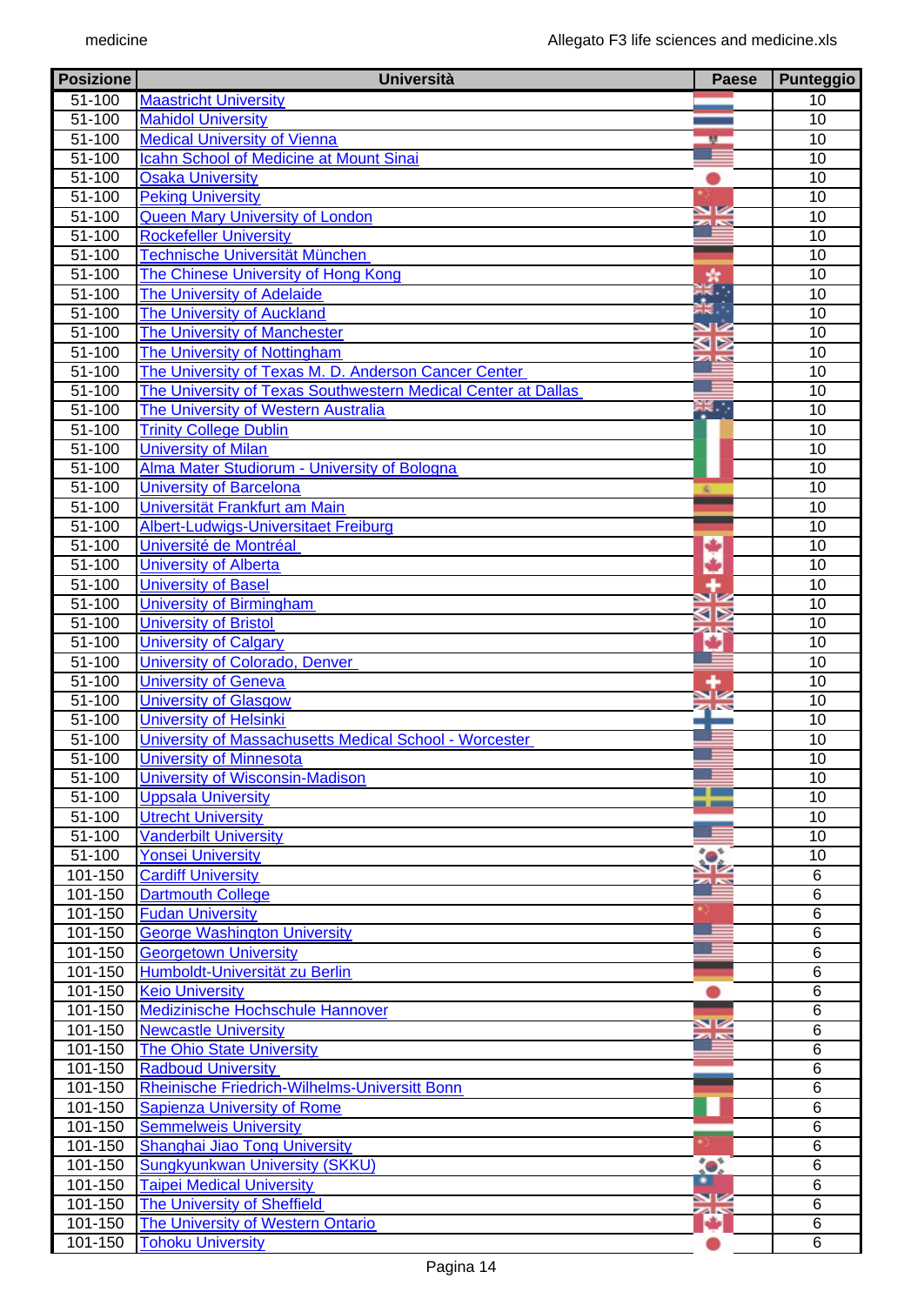| Posizione | Università | Paese | Punteggio |
|---|---|---|---|
| 51-100 | Maastricht University | | 10 |
| 51-100 | Mahidol University | | 10 |
| 51-100 | Medical University of Vienna | | 10 |
| 51-100 | Icahn School of Medicine at Mount Sinai | | 10 |
| 51-100 | Osaka University | | 10 |
| 51-100 | Peking University | | 10 |
| 51-100 | Queen Mary University of London | | 10 |
| 51-100 | Rockefeller University | | 10 |
| 51-100 | Technische Universität München | | 10 |
| 51-100 | The Chinese University of Hong Kong | | 10 |
| 51-100 | The University of Adelaide | | 10 |
| 51-100 | The University of Auckland | | 10 |
| 51-100 | The University of Manchester | | 10 |
| 51-100 | The University of Nottingham | | 10 |
| 51-100 | The University of Texas M. D. Anderson Cancer Center | | 10 |
| 51-100 | The University of Texas Southwestern Medical Center at Dallas | | 10 |
| 51-100 | The University of Western Australia | | 10 |
| 51-100 | Trinity College Dublin | | 10 |
| 51-100 | University of Milan | | 10 |
| 51-100 | Alma Mater Studiorum - University of Bologna | | 10 |
| 51-100 | University of Barcelona | | 10 |
| 51-100 | Universität Frankfurt am Main | | 10 |
| 51-100 | Albert-Ludwigs-Universitaet Freiburg | | 10 |
| 51-100 | Université de Montréal | | 10 |
| 51-100 | University of Alberta | | 10 |
| 51-100 | University of Basel | | 10 |
| 51-100 | University of Birmingham | | 10 |
| 51-100 | University of Bristol | | 10 |
| 51-100 | University of Calgary | | 10 |
| 51-100 | University of Colorado, Denver | | 10 |
| 51-100 | University of Geneva | | 10 |
| 51-100 | University of Glasgow | | 10 |
| 51-100 | University of Helsinki | | 10 |
| 51-100 | University of Massachusetts Medical School - Worcester | | 10 |
| 51-100 | University of Minnesota | | 10 |
| 51-100 | University of Wisconsin-Madison | | 10 |
| 51-100 | Uppsala University | | 10 |
| 51-100 | Utrecht University | | 10 |
| 51-100 | Vanderbilt University | | 10 |
| 51-100 | Yonsei University | | 10 |
| 101-150 | Cardiff University | | 6 |
| 101-150 | Dartmouth College | | 6 |
| 101-150 | Fudan University | | 6 |
| 101-150 | George Washington University | | 6 |
| 101-150 | Georgetown University | | 6 |
| 101-150 | Humboldt-Universität zu Berlin | | 6 |
| 101-150 | Keio University | | 6 |
| 101-150 | Medizinische Hochschule Hannover | | 6 |
| 101-150 | Newcastle University | | 6 |
| 101-150 | The Ohio State University | | 6 |
| 101-150 | Radboud University | | 6 |
| 101-150 | Rheinische Friedrich-Wilhelms-Universitt Bonn | | 6 |
| 101-150 | Sapienza University of Rome | | 6 |
| 101-150 | Semmelweis University | | 6 |
| 101-150 | Shanghai Jiao Tong University | | 6 |
| 101-150 | Sungkyunkwan University (SKKU) | | 6 |
| 101-150 | Taipei Medical University | | 6 |
| 101-150 | The University of Sheffield | | 6 |
| 101-150 | The University of Western Ontario | | 6 |
| 101-150 | Tohoku University | | 6 |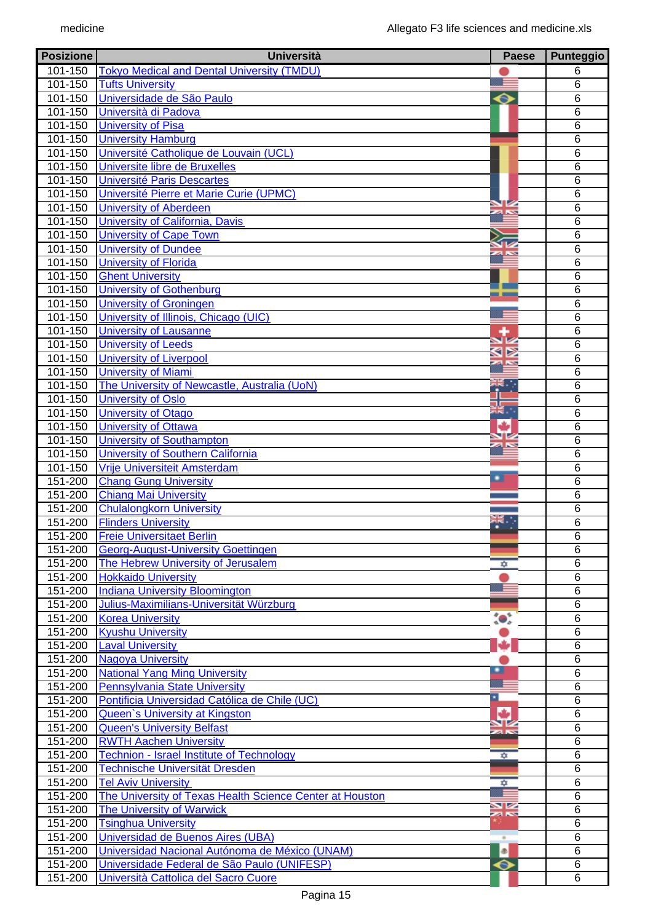| Posizione | Università | Paese | Punteggio |
|---|---|---|---|
| 101-150 | Tokyo Medical and Dental University (TMDU) | | 6 |
| 101-150 | Tufts University | | 6 |
| 101-150 | Universidade de São Paulo | | 6 |
| 101-150 | Università di Padova | | 6 |
| 101-150 | University of Pisa | | 6 |
| 101-150 | University Hamburg | | 6 |
| 101-150 | Université Catholique de Louvain (UCL) | | 6 |
| 101-150 | Universite libre de Bruxelles | | 6 |
| 101-150 | Université Paris Descartes | | 6 |
| 101-150 | Université Pierre et Marie Curie (UPMC) | | 6 |
| 101-150 | University of Aberdeen | | 6 |
| 101-150 | University of California, Davis | | 6 |
| 101-150 | University of Cape Town | | 6 |
| 101-150 | University of Dundee | | 6 |
| 101-150 | University of Florida | | 6 |
| 101-150 | Ghent University | | 6 |
| 101-150 | University of Gothenburg | | 6 |
| 101-150 | University of Groningen | | 6 |
| 101-150 | University of Illinois, Chicago (UIC) | | 6 |
| 101-150 | University of Lausanne | | 6 |
| 101-150 | University of Leeds | | 6 |
| 101-150 | University of Liverpool | | 6 |
| 101-150 | University of Miami | | 6 |
| 101-150 | The University of Newcastle, Australia (UoN) | | 6 |
| 101-150 | University of Oslo | | 6 |
| 101-150 | University of Otago | | 6 |
| 101-150 | University of Ottawa | | 6 |
| 101-150 | University of Southampton | | 6 |
| 101-150 | University of Southern California | | 6 |
| 101-150 | Vrije Universiteit Amsterdam | | 6 |
| 151-200 | Chang Gung University | | 6 |
| 151-200 | Chiang Mai University | | 6 |
| 151-200 | Chulalongkorn University | | 6 |
| 151-200 | Flinders University | | 6 |
| 151-200 | Freie Universitaet Berlin | | 6 |
| 151-200 | Georg-August-University Goettingen | | 6 |
| 151-200 | The Hebrew University of Jerusalem | | 6 |
| 151-200 | Hokkaido University | | 6 |
| 151-200 | Indiana University Bloomington | | 6 |
| 151-200 | Julius-Maximilians-Universität Würzburg | | 6 |
| 151-200 | Korea University | | 6 |
| 151-200 | Kyushu University | | 6 |
| 151-200 | Laval University | | 6 |
| 151-200 | Nagoya University | | 6 |
| 151-200 | National Yang Ming University | | 6 |
| 151-200 | Pennsylvania State University | | 6 |
| 151-200 | Pontificia Universidad Católica de Chile (UC) | | 6 |
| 151-200 | Queen`s University at Kingston | | 6 |
| 151-200 | Queen's University Belfast | | 6 |
| 151-200 | RWTH Aachen University | | 6 |
| 151-200 | Technion - Israel Institute of Technology | | 6 |
| 151-200 | Technische Universität Dresden | | 6 |
| 151-200 | Tel Aviv University | | 6 |
| 151-200 | The University of Texas Health Science Center at Houston | | 6 |
| 151-200 | The University of Warwick | | 6 |
| 151-200 | Tsinghua University | | 6 |
| 151-200 | Universidad de Buenos Aires (UBA) | | 6 |
| 151-200 | Universidad Nacional Autónoma de México (UNAM) | | 6 |
| 151-200 | Universidade Federal de São Paulo (UNIFESP) | | 6 |
| 151-200 | Università Cattolica del Sacro Cuore | | 6 |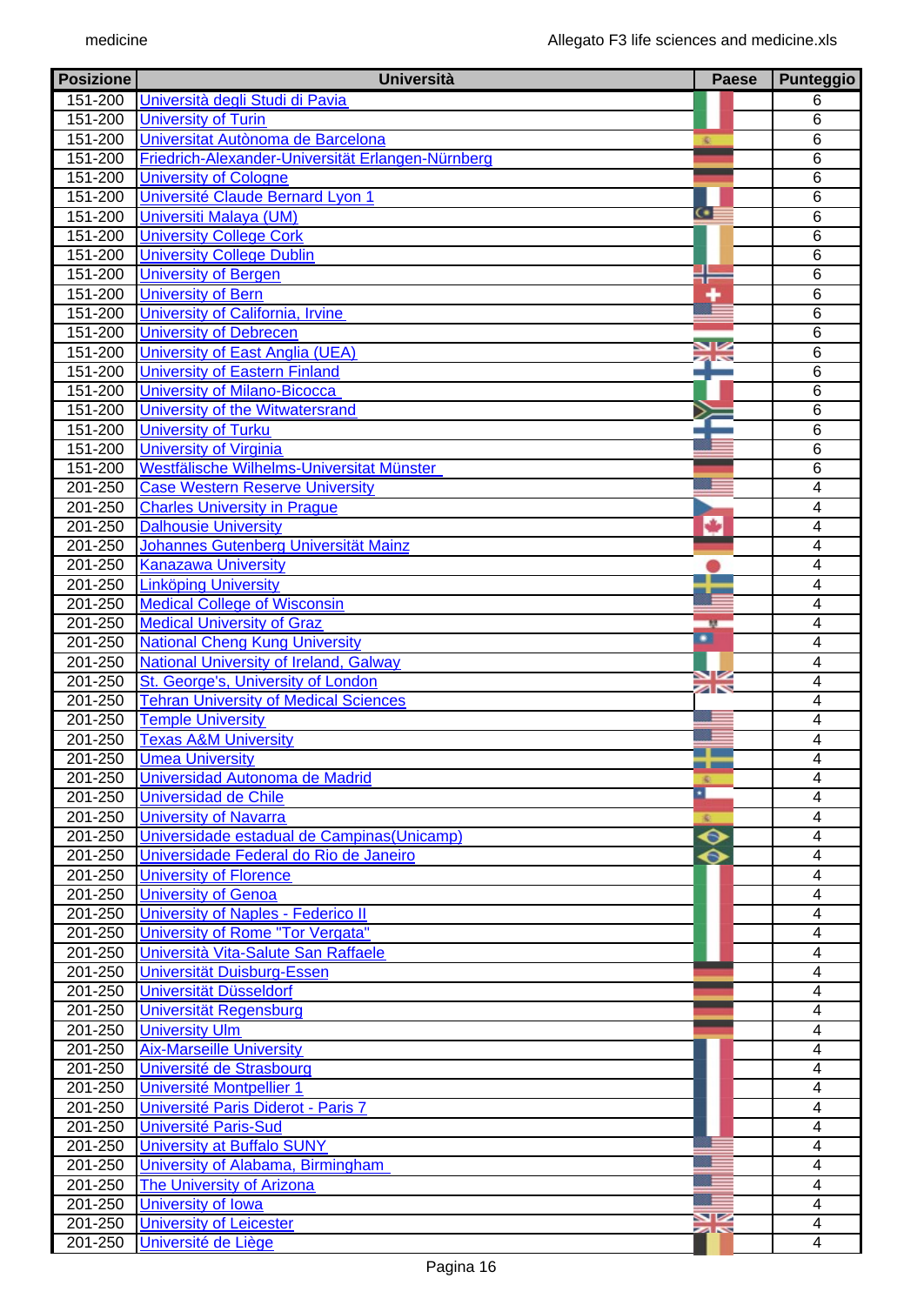| Posizione | Università | Paese | Punteggio |
|---|---|---|---|
| 151-200 | Università degli Studi di Pavia | | 6 |
| 151-200 | University of Turin | | 6 |
| 151-200 | Universitat Autònoma de Barcelona | | 6 |
| 151-200 | Friedrich-Alexander-Universität Erlangen-Nürnberg | | 6 |
| 151-200 | University of Cologne | | 6 |
| 151-200 | Université Claude Bernard Lyon 1 | | 6 |
| 151-200 | Universiti Malaya (UM) | | 6 |
| 151-200 | University College Cork | | 6 |
| 151-200 | University College Dublin | | 6 |
| 151-200 | University of Bergen | | 6 |
| 151-200 | University of Bern | | 6 |
| 151-200 | University of California, Irvine | | 6 |
| 151-200 | University of Debrecen | | 6 |
| 151-200 | University of East Anglia (UEA) | | 6 |
| 151-200 | University of Eastern Finland | | 6 |
| 151-200 | University of Milano-Bicocca | | 6 |
| 151-200 | University of the Witwatersrand | | 6 |
| 151-200 | University of Turku | | 6 |
| 151-200 | University of Virginia | | 6 |
| 151-200 | Westfälische Wilhelms-Universitat Münster | | 6 |
| 201-250 | Case Western Reserve University | | 4 |
| 201-250 | Charles University in Prague | | 4 |
| 201-250 | Dalhousie University | | 4 |
| 201-250 | Johannes Gutenberg Universität Mainz | | 4 |
| 201-250 | Kanazawa University | | 4 |
| 201-250 | Linköping University | | 4 |
| 201-250 | Medical College of Wisconsin | | 4 |
| 201-250 | Medical University of Graz | | 4 |
| 201-250 | National Cheng Kung University | | 4 |
| 201-250 | National University of Ireland, Galway | | 4 |
| 201-250 | St. George's, University of London | | 4 |
| 201-250 | Tehran University of Medical Sciences | | 4 |
| 201-250 | Temple University | | 4 |
| 201-250 | Texas A&M University | | 4 |
| 201-250 | Umea University | | 4 |
| 201-250 | Universidad Autonoma de Madrid | | 4 |
| 201-250 | Universidad de Chile | | 4 |
| 201-250 | University of Navarra | | 4 |
| 201-250 | Universidade estadual de Campinas(Unicamp) | | 4 |
| 201-250 | Universidade Federal do Rio de Janeiro | | 4 |
| 201-250 | University of Florence | | 4 |
| 201-250 | University of Genoa | | 4 |
| 201-250 | University of Naples - Federico II | | 4 |
| 201-250 | University of Rome "Tor Vergata" | | 4 |
| 201-250 | Università Vita-Salute San Raffaele | | 4 |
| 201-250 | Universität Duisburg-Essen | | 4 |
| 201-250 | Universität Düsseldorf | | 4 |
| 201-250 | Universität Regensburg | | 4 |
| 201-250 | University Ulm | | 4 |
| 201-250 | Aix-Marseille University | | 4 |
| 201-250 | Université de Strasbourg | | 4 |
| 201-250 | Université Montpellier 1 | | 4 |
| 201-250 | Université Paris Diderot - Paris 7 | | 4 |
| 201-250 | Université Paris-Sud | | 4 |
| 201-250 | University at Buffalo SUNY | | 4 |
| 201-250 | University of Alabama, Birmingham | | 4 |
| 201-250 | The University of Arizona | | 4 |
| 201-250 | University of Iowa | | 4 |
| 201-250 | University of Leicester | | 4 |
| 201-250 | Université de Liège | | 4 |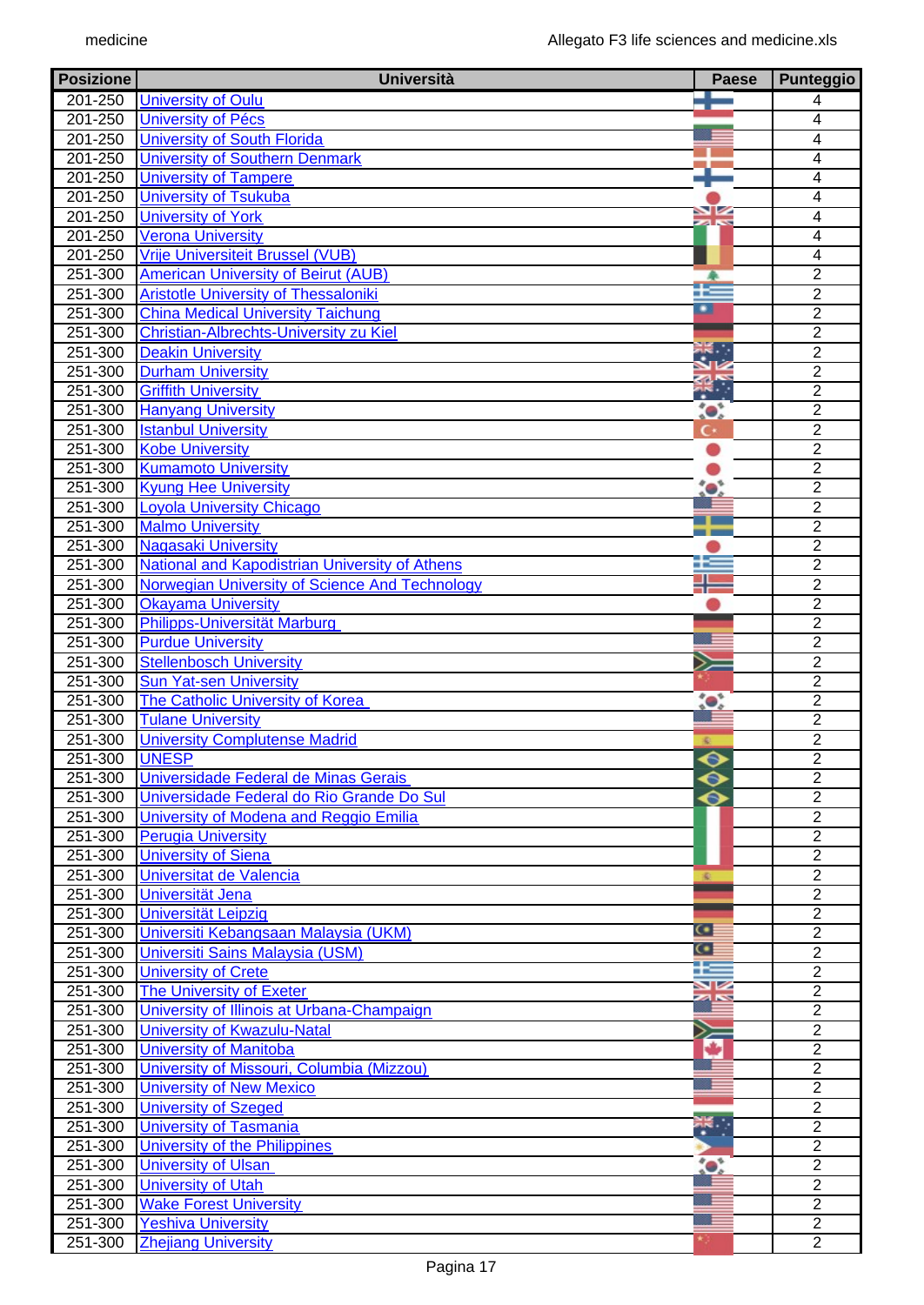| Posizione | Università | Paese | Punteggio |
|---|---|---|---|
| 201-250 | University of Oulu | | 4 |
| 201-250 | University of Pécs | | 4 |
| 201-250 | University of South Florida | | 4 |
| 201-250 | University of Southern Denmark | | 4 |
| 201-250 | University of Tampere | | 4 |
| 201-250 | University of Tsukuba | | 4 |
| 201-250 | University of York | | 4 |
| 201-250 | Verona University | | 4 |
| 201-250 | Vrije Universiteit Brussel (VUB) | | 4 |
| 251-300 | American University of Beirut (AUB) | | 2 |
| 251-300 | Aristotle University of Thessaloniki | | 2 |
| 251-300 | China Medical University Taichung | | 2 |
| 251-300 | Christian-Albrechts-University zu Kiel | | 2 |
| 251-300 | Deakin University | | 2 |
| 251-300 | Durham University | | 2 |
| 251-300 | Griffith University | | 2 |
| 251-300 | Hanyang University | | 2 |
| 251-300 | Istanbul University | | 2 |
| 251-300 | Kobe University | | 2 |
| 251-300 | Kumamoto University | | 2 |
| 251-300 | Kyung Hee University | | 2 |
| 251-300 | Loyola University Chicago | | 2 |
| 251-300 | Malmo University | | 2 |
| 251-300 | Nagasaki University | | 2 |
| 251-300 | National and Kapodistrian University of Athens | | 2 |
| 251-300 | Norwegian University of Science And Technology | | 2 |
| 251-300 | Okayama University | | 2 |
| 251-300 | Philipps-Universität Marburg | | 2 |
| 251-300 | Purdue University | | 2 |
| 251-300 | Stellenbosch University | | 2 |
| 251-300 | Sun Yat-sen University | | 2 |
| 251-300 | The Catholic University of Korea | | 2 |
| 251-300 | Tulane University | | 2 |
| 251-300 | University Complutense Madrid | | 2 |
| 251-300 | UNESP | | 2 |
| 251-300 | Universidade Federal de Minas Gerais | | 2 |
| 251-300 | Universidade Federal do Rio Grande Do Sul | | 2 |
| 251-300 | University of Modena and Reggio Emilia | | 2 |
| 251-300 | Perugia University | | 2 |
| 251-300 | University of Siena | | 2 |
| 251-300 | Universitat de Valencia | | 2 |
| 251-300 | Universität Jena | | 2 |
| 251-300 | Universität Leipzig | | 2 |
| 251-300 | Universiti Kebangsaan Malaysia (UKM) | | 2 |
| 251-300 | Universiti Sains Malaysia (USM) | | 2 |
| 251-300 | University of Crete | | 2 |
| 251-300 | The University of Exeter | | 2 |
| 251-300 | University of Illinois at Urbana-Champaign | | 2 |
| 251-300 | University of Kwazulu-Natal | | 2 |
| 251-300 | University of Manitoba | | 2 |
| 251-300 | University of Missouri, Columbia (Mizzou) | | 2 |
| 251-300 | University of New Mexico | | 2 |
| 251-300 | University of Szeged | | 2 |
| 251-300 | University of Tasmania | | 2 |
| 251-300 | University of the Philippines | | 2 |
| 251-300 | University of Ulsan | | 2 |
| 251-300 | University of Utah | | 2 |
| 251-300 | Wake Forest University | | 2 |
| 251-300 | Yeshiva University | | 2 |
| 251-300 | Zhejiang University | | 2 |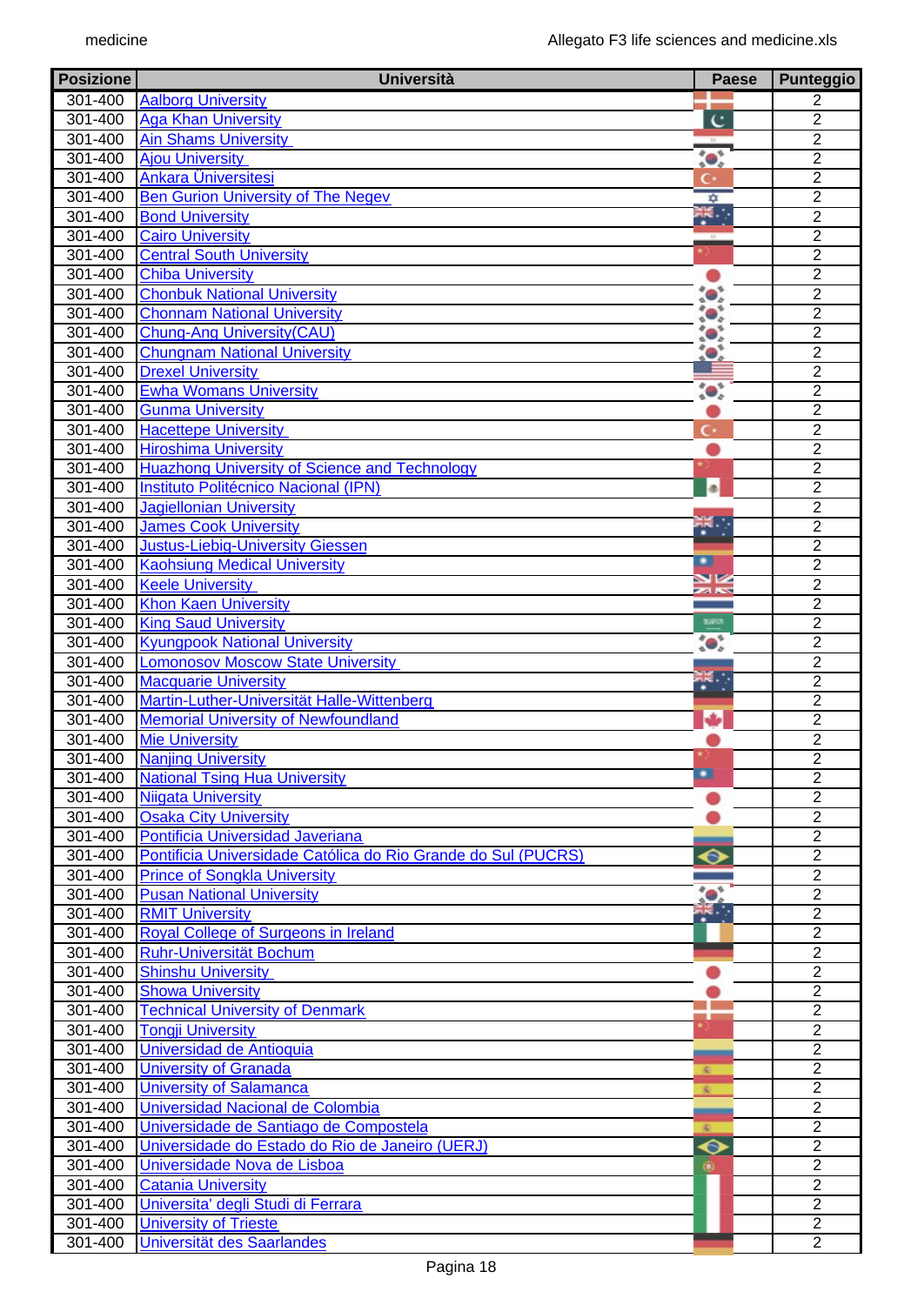| Posizione | Università | Paese | Punteggio |
|---|---|---|---|
| 301-400 | Aalborg University | | 2 |
| 301-400 | Aga Khan University | | 2 |
| 301-400 | Ain Shams University | | 2 |
| 301-400 | Ajou University | | 2 |
| 301-400 | Ankara Üniversitesi | | 2 |
| 301-400 | Ben Gurion University of The Negev | | 2 |
| 301-400 | Bond University | | 2 |
| 301-400 | Cairo University | | 2 |
| 301-400 | Central South University | | 2 |
| 301-400 | Chiba University | | 2 |
| 301-400 | Chonbuk National University | | 2 |
| 301-400 | Chonnam National University | | 2 |
| 301-400 | Chung-Ang University(CAU) | | 2 |
| 301-400 | Chungnam National University | | 2 |
| 301-400 | Drexel University | | 2 |
| 301-400 | Ewha Womans University | | 2 |
| 301-400 | Gunma University | | 2 |
| 301-400 | Hacettepe University | | 2 |
| 301-400 | Hiroshima University | | 2 |
| 301-400 | Huazhong University of Science and Technology | | 2 |
| 301-400 | Instituto Politécnico Nacional (IPN) | | 2 |
| 301-400 | Jagiellonian University | | 2 |
| 301-400 | James Cook University | | 2 |
| 301-400 | Justus-Liebig-University Giessen | | 2 |
| 301-400 | Kaohsiung Medical University | | 2 |
| 301-400 | Keele University | | 2 |
| 301-400 | Khon Kaen University | | 2 |
| 301-400 | King Saud University | | 2 |
| 301-400 | Kyungpook National University | | 2 |
| 301-400 | Lomonosov Moscow State University | | 2 |
| 301-400 | Macquarie University | | 2 |
| 301-400 | Martin-Luther-Universität Halle-Wittenberg | | 2 |
| 301-400 | Memorial University of Newfoundland | | 2 |
| 301-400 | Mie University | | 2 |
| 301-400 | Nanjing University | | 2 |
| 301-400 | National Tsing Hua University | | 2 |
| 301-400 | Niigata University | | 2 |
| 301-400 | Osaka City University | | 2 |
| 301-400 | Pontificia Universidad Javeriana | | 2 |
| 301-400 | Pontificia Universidade Católica do Rio Grande do Sul (PUCRS) | | 2 |
| 301-400 | Prince of Songkla University | | 2 |
| 301-400 | Pusan National University | | 2 |
| 301-400 | RMIT University | | 2 |
| 301-400 | Royal College of Surgeons in Ireland | | 2 |
| 301-400 | Ruhr-Universität Bochum | | 2 |
| 301-400 | Shinshu University | | 2 |
| 301-400 | Showa University | | 2 |
| 301-400 | Technical University of Denmark | | 2 |
| 301-400 | Tongji University | | 2 |
| 301-400 | Universidad de Antioquia | | 2 |
| 301-400 | University of Granada | | 2 |
| 301-400 | University of Salamanca | | 2 |
| 301-400 | Universidad Nacional de Colombia | | 2 |
| 301-400 | Universidade de Santiago de Compostela | | 2 |
| 301-400 | Universidade do Estado do Rio de Janeiro (UERJ) | | 2 |
| 301-400 | Universidade Nova de Lisboa | | 2 |
| 301-400 | Catania University | | 2 |
| 301-400 | Universita' degli Studi di Ferrara | | 2 |
| 301-400 | University of Trieste | | 2 |
| 301-400 | Universität des Saarlandes | | 2 |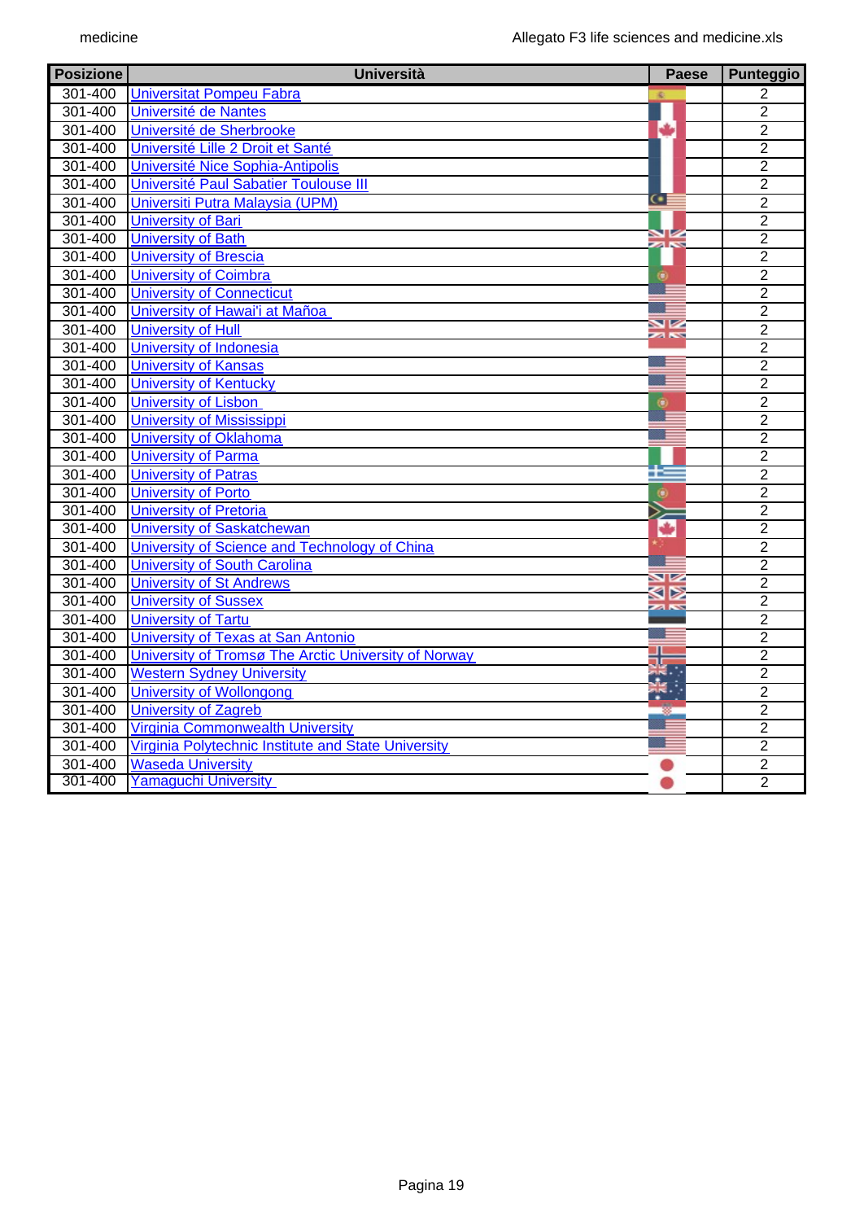| Posizione | Università | Paese | Punteggio |
|---|---|---|---|
| 301-400 | Universitat Pompeu Fabra | | 2 |
| 301-400 | Université de Nantes | | 2 |
| 301-400 | Université de Sherbrooke | | 2 |
| 301-400 | Université Lille 2 Droit et Santé | | 2 |
| 301-400 | Université Nice Sophia-Antipolis | | 2 |
| 301-400 | Université Paul Sabatier Toulouse III | | 2 |
| 301-400 | Universiti Putra Malaysia (UPM) | | 2 |
| 301-400 | University of Bari | | 2 |
| 301-400 | University of Bath | | 2 |
| 301-400 | University of Brescia | | 2 |
| 301-400 | University of Coimbra | | 2 |
| 301-400 | University of Connecticut | | 2 |
| 301-400 | University of Hawai'i at Mañoa | | 2 |
| 301-400 | University of Hull | | 2 |
| 301-400 | University of Indonesia | | 2 |
| 301-400 | University of Kansas | | 2 |
| 301-400 | University of Kentucky | | 2 |
| 301-400 | University of Lisbon | | 2 |
| 301-400 | University of Mississippi | | 2 |
| 301-400 | University of Oklahoma | | 2 |
| 301-400 | University of Parma | | 2 |
| 301-400 | University of Patras | | 2 |
| 301-400 | University of Porto | | 2 |
| 301-400 | University of Pretoria | | 2 |
| 301-400 | University of Saskatchewan | | 2 |
| 301-400 | University of Science and Technology of China | | 2 |
| 301-400 | University of South Carolina | | 2 |
| 301-400 | University of St Andrews | | 2 |
| 301-400 | University of Sussex | | 2 |
| 301-400 | University of Tartu | | 2 |
| 301-400 | University of Texas at San Antonio | | 2 |
| 301-400 | University of Tromsø The Arctic University of Norway | | 2 |
| 301-400 | Western Sydney University | | 2 |
| 301-400 | University of Wollongong | | 2 |
| 301-400 | University of Zagreb | | 2 |
| 301-400 | Virginia Commonwealth University | | 2 |
| 301-400 | Virginia Polytechnic Institute and State University | | 2 |
| 301-400 | Waseda University | | 2 |
| 301-400 | Yamaguchi University | | 2 |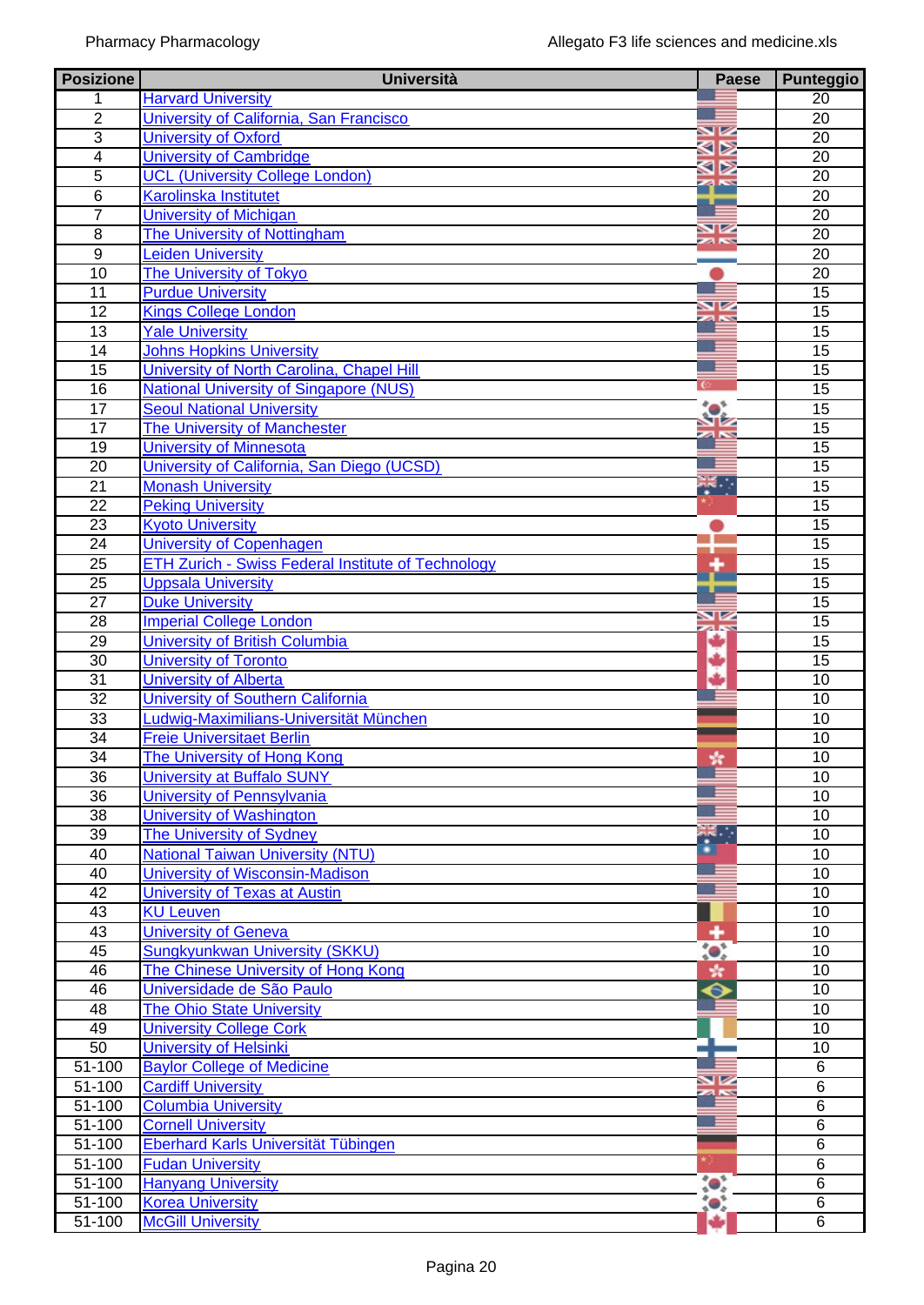| Posizione | Università | Paese | Punteggio |
|---|---|---|---|
| 1 | Harvard University | | 20 |
| 2 | University of California, San Francisco | | 20 |
| 3 | University of Oxford | | 20 |
| 4 | University of Cambridge | | 20 |
| 5 | UCL (University College London) | | 20 |
| 6 | Karolinska Institutet | | 20 |
| 7 | University of Michigan | | 20 |
| 8 | The University of Nottingham | | 20 |
| 9 | Leiden University | | 20 |
| 10 | The University of Tokyo | | 20 |
| 11 | Purdue University | | 15 |
| 12 | Kings College London | | 15 |
| 13 | Yale University | | 15 |
| 14 | Johns Hopkins University | | 15 |
| 15 | University of North Carolina, Chapel Hill | | 15 |
| 16 | National University of Singapore (NUS) | | 15 |
| 17 | Seoul National University | | 15 |
| 17 | The University of Manchester | | 15 |
| 19 | University of Minnesota | | 15 |
| 20 | University of California, San Diego (UCSD) | | 15 |
| 21 | Monash University | | 15 |
| 22 | Peking University | | 15 |
| 23 | Kyoto University | | 15 |
| 24 | University of Copenhagen | | 15 |
| 25 | ETH Zurich - Swiss Federal Institute of Technology | | 15 |
| 25 | Uppsala University | | 15 |
| 27 | Duke University | | 15 |
| 28 | Imperial College London | | 15 |
| 29 | University of British Columbia | | 15 |
| 30 | University of Toronto | | 15 |
| 31 | University of Alberta | | 10 |
| 32 | University of Southern California | | 10 |
| 33 | Ludwig-Maximilians-Universität München | | 10 |
| 34 | Freie Universitaet Berlin | | 10 |
| 34 | The University of Hong Kong | | 10 |
| 36 | University at Buffalo SUNY | | 10 |
| 36 | University of Pennsylvania | | 10 |
| 38 | University of Washington | | 10 |
| 39 | The University of Sydney | | 10 |
| 40 | National Taiwan University (NTU) | | 10 |
| 40 | University of Wisconsin-Madison | | 10 |
| 42 | University of Texas at Austin | | 10 |
| 43 | KU Leuven | | 10 |
| 43 | University of Geneva | | 10 |
| 45 | Sungkyunkwan University (SKKU) | | 10 |
| 46 | The Chinese University of Hong Kong | | 10 |
| 46 | Universidade de São Paulo | | 10 |
| 48 | The Ohio State University | | 10 |
| 49 | University College Cork | | 10 |
| 50 | University of Helsinki | | 10 |
| 51-100 | Baylor College of Medicine | | 6 |
| 51-100 | Cardiff University | | 6 |
| 51-100 | Columbia University | | 6 |
| 51-100 | Cornell University | | 6 |
| 51-100 | Eberhard Karls Universität Tübingen | | 6 |
| 51-100 | Fudan University | | 6 |
| 51-100 | Hanyang University | | 6 |
| 51-100 | Korea University | | 6 |
| 51-100 | McGill University | | 6 |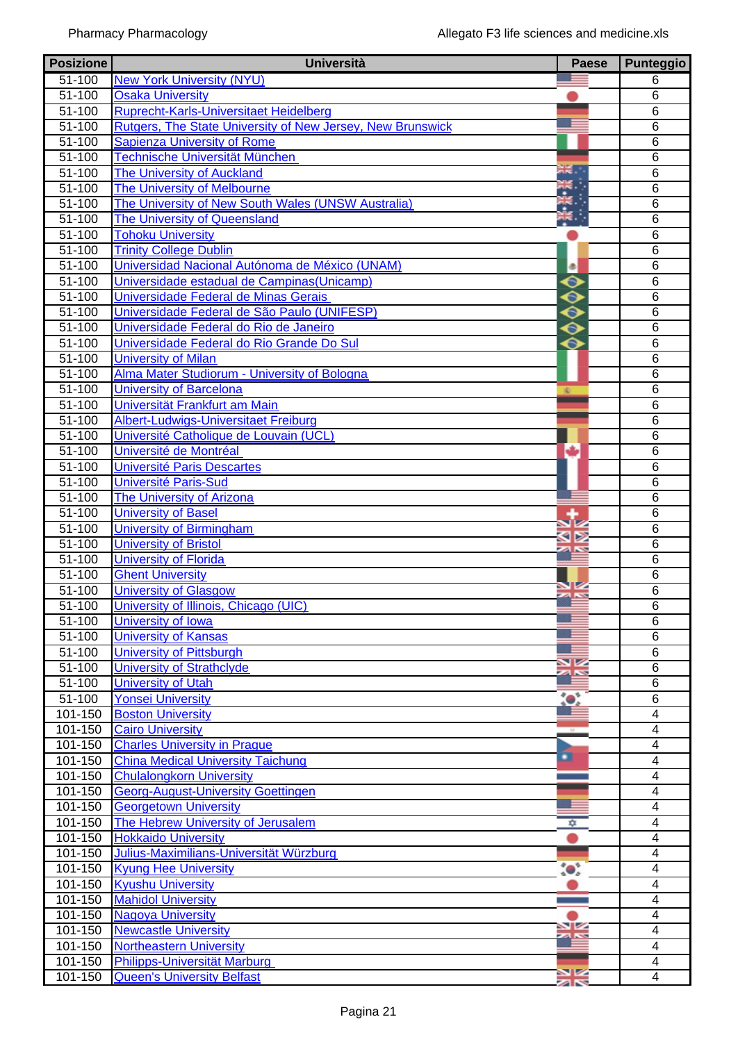| Posizione | Università | Paese | Punteggio |
|---|---|---|---|
| 51-100 | New York University (NYU) | | 6 |
| 51-100 | Osaka University | | 6 |
| 51-100 | Ruprecht-Karls-Universitaet Heidelberg | | 6 |
| 51-100 | Rutgers, The State University of New Jersey, New Brunswick | | 6 |
| 51-100 | Sapienza University of Rome | | 6 |
| 51-100 | Technische Universität München | | 6 |
| 51-100 | The University of Auckland | | 6 |
| 51-100 | The University of Melbourne | | 6 |
| 51-100 | The University of New South Wales (UNSW Australia) | | 6 |
| 51-100 | The University of Queensland | | 6 |
| 51-100 | Tohoku University | | 6 |
| 51-100 | Trinity College Dublin | | 6 |
| 51-100 | Universidad Nacional Autónoma de México (UNAM) | | 6 |
| 51-100 | Universidade estadual de Campinas(Unicamp) | | 6 |
| 51-100 | Universidade Federal de Minas Gerais | | 6 |
| 51-100 | Universidade Federal de São Paulo (UNIFESP) | | 6 |
| 51-100 | Universidade Federal do Rio de Janeiro | | 6 |
| 51-100 | Universidade Federal do Rio Grande Do Sul | | 6 |
| 51-100 | University of Milan | | 6 |
| 51-100 | Alma Mater Studiorum - University of Bologna | | 6 |
| 51-100 | University of Barcelona | | 6 |
| 51-100 | Universität Frankfurt am Main | | 6 |
| 51-100 | Albert-Ludwigs-Universitaet Freiburg | | 6 |
| 51-100 | Université Catholique de Louvain (UCL) | | 6 |
| 51-100 | Université de Montréal | | 6 |
| 51-100 | Université Paris Descartes | | 6 |
| 51-100 | Université Paris-Sud | | 6 |
| 51-100 | The University of Arizona | | 6 |
| 51-100 | University of Basel | | 6 |
| 51-100 | University of Birmingham | | 6 |
| 51-100 | University of Bristol | | 6 |
| 51-100 | University of Florida | | 6 |
| 51-100 | Ghent University | | 6 |
| 51-100 | University of Glasgow | | 6 |
| 51-100 | University of Illinois, Chicago (UIC) | | 6 |
| 51-100 | University of Iowa | | 6 |
| 51-100 | University of Kansas | | 6 |
| 51-100 | University of Pittsburgh | | 6 |
| 51-100 | University of Strathclyde | | 6 |
| 51-100 | University of Utah | | 6 |
| 51-100 | Yonsei University | | 6 |
| 101-150 | Boston University | | 4 |
| 101-150 | Cairo University | | 4 |
| 101-150 | Charles University in Prague | | 4 |
| 101-150 | China Medical University Taichung | | 4 |
| 101-150 | Chulalongkorn University | | 4 |
| 101-150 | Georg-August-University Goettingen | | 4 |
| 101-150 | Georgetown University | | 4 |
| 101-150 | The Hebrew University of Jerusalem | | 4 |
| 101-150 | Hokkaido University | | 4 |
| 101-150 | Julius-Maximilians-Universität Würzburg | | 4 |
| 101-150 | Kyung Hee University | | 4 |
| 101-150 | Kyushu University | | 4 |
| 101-150 | Mahidol University | | 4 |
| 101-150 | Nagoya University | | 4 |
| 101-150 | Newcastle University | | 4 |
| 101-150 | Northeastern University | | 4 |
| 101-150 | Philipps-Universität Marburg | | 4 |
| 101-150 | Queen's University Belfast | | 4 |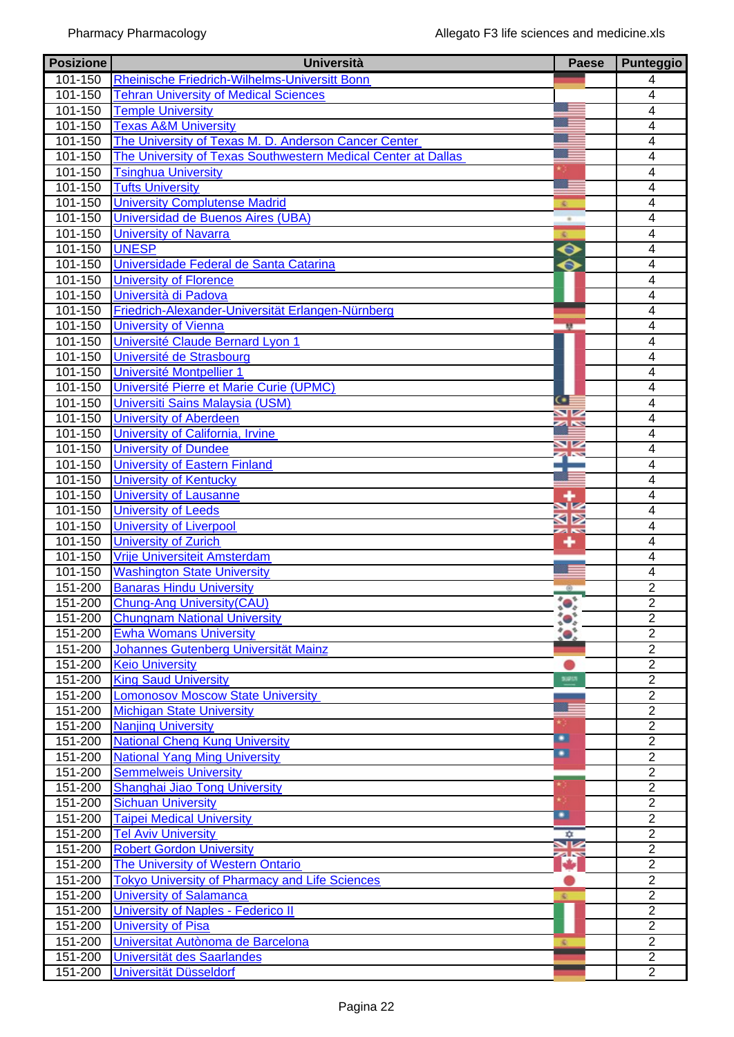| Posizione | Università | Paese | Punteggio |
|---|---|---|---|
| 101-150 | Rheinische Friedrich-Wilhelms-Universitt Bonn | | 4 |
| 101-150 | Tehran University of Medical Sciences | | 4 |
| 101-150 | Temple University | | 4 |
| 101-150 | Texas A&M University | | 4 |
| 101-150 | The University of Texas M. D. Anderson Cancer Center | | 4 |
| 101-150 | The University of Texas Southwestern Medical Center at Dallas | | 4 |
| 101-150 | Tsinghua University | | 4 |
| 101-150 | Tufts University | | 4 |
| 101-150 | University Complutense Madrid | | 4 |
| 101-150 | Universidad de Buenos Aires (UBA) | | 4 |
| 101-150 | University of Navarra | | 4 |
| 101-150 | UNESP | | 4 |
| 101-150 | Universidade Federal de Santa Catarina | | 4 |
| 101-150 | University of Florence | | 4 |
| 101-150 | Università di Padova | | 4 |
| 101-150 | Friedrich-Alexander-Universität Erlangen-Nürnberg | | 4 |
| 101-150 | University of Vienna | | 4 |
| 101-150 | Université Claude Bernard Lyon 1 | | 4 |
| 101-150 | Université de Strasbourg | | 4 |
| 101-150 | Université Montpellier 1 | | 4 |
| 101-150 | Université Pierre et Marie Curie (UPMC) | | 4 |
| 101-150 | Universiti Sains Malaysia (USM) | | 4 |
| 101-150 | University of Aberdeen | | 4 |
| 101-150 | University of California, Irvine | | 4 |
| 101-150 | University of Dundee | | 4 |
| 101-150 | University of Eastern Finland | | 4 |
| 101-150 | University of Kentucky | | 4 |
| 101-150 | University of Lausanne | | 4 |
| 101-150 | University of Leeds | | 4 |
| 101-150 | University of Liverpool | | 4 |
| 101-150 | University of Zurich | | 4 |
| 101-150 | Vrije Universiteit Amsterdam | | 4 |
| 101-150 | Washington State University | | 4 |
| 151-200 | Banaras Hindu University | | 2 |
| 151-200 | Chung-Ang University(CAU) | | 2 |
| 151-200 | Chungnam National University | | 2 |
| 151-200 | Ewha Womans University | | 2 |
| 151-200 | Johannes Gutenberg Universität Mainz | | 2 |
| 151-200 | Keio University | | 2 |
| 151-200 | King Saud University | | 2 |
| 151-200 | Lomonosov Moscow State University | | 2 |
| 151-200 | Michigan State University | | 2 |
| 151-200 | Nanjing University | | 2 |
| 151-200 | National Cheng Kung University | | 2 |
| 151-200 | National Yang Ming University | | 2 |
| 151-200 | Semmelweis University | | 2 |
| 151-200 | Shanghai Jiao Tong University | | 2 |
| 151-200 | Sichuan University | | 2 |
| 151-200 | Taipei Medical University | | 2 |
| 151-200 | Tel Aviv University | | 2 |
| 151-200 | Robert Gordon University | | 2 |
| 151-200 | The University of Western Ontario | | 2 |
| 151-200 | Tokyo University of Pharmacy and Life Sciences | | 2 |
| 151-200 | University of Salamanca | | 2 |
| 151-200 | University of Naples - Federico II | | 2 |
| 151-200 | University of Pisa | | 2 |
| 151-200 | Universitat Autònoma de Barcelona | | 2 |
| 151-200 | Universität des Saarlandes | | 2 |
| 151-200 | Universität Düsseldorf | | 2 |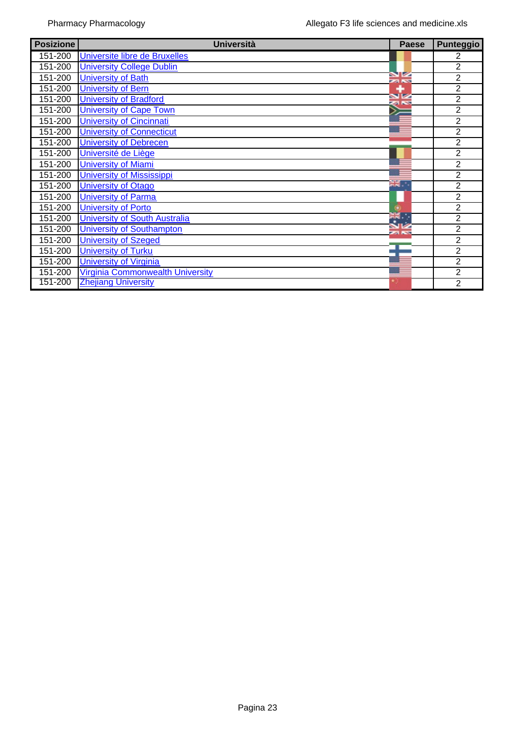| Posizione | Università | Paese | Punteggio |
|---|---|---|---|
| 151-200 | Universite libre de Bruxelles | | 2 |
| 151-200 | University College Dublin | | 2 |
| 151-200 | University of Bath | | 2 |
| 151-200 | University of Bern | | 2 |
| 151-200 | University of Bradford | | 2 |
| 151-200 | University of Cape Town | | 2 |
| 151-200 | University of Cincinnati | | 2 |
| 151-200 | University of Connecticut | | 2 |
| 151-200 | University of Debrecen | | 2 |
| 151-200 | Université de Liège | | 2 |
| 151-200 | University of Miami | | 2 |
| 151-200 | University of Mississippi | | 2 |
| 151-200 | University of Otago | | 2 |
| 151-200 | University of Parma | | 2 |
| 151-200 | University of Porto | | 2 |
| 151-200 | University of South Australia | | 2 |
| 151-200 | University of Southampton | | 2 |
| 151-200 | University of Szeged | | 2 |
| 151-200 | University of Turku | | 2 |
| 151-200 | University of Virginia | | 2 |
| 151-200 | Virginia Commonwealth University | | 2 |
| 151-200 | Zhejiang University | | 2 |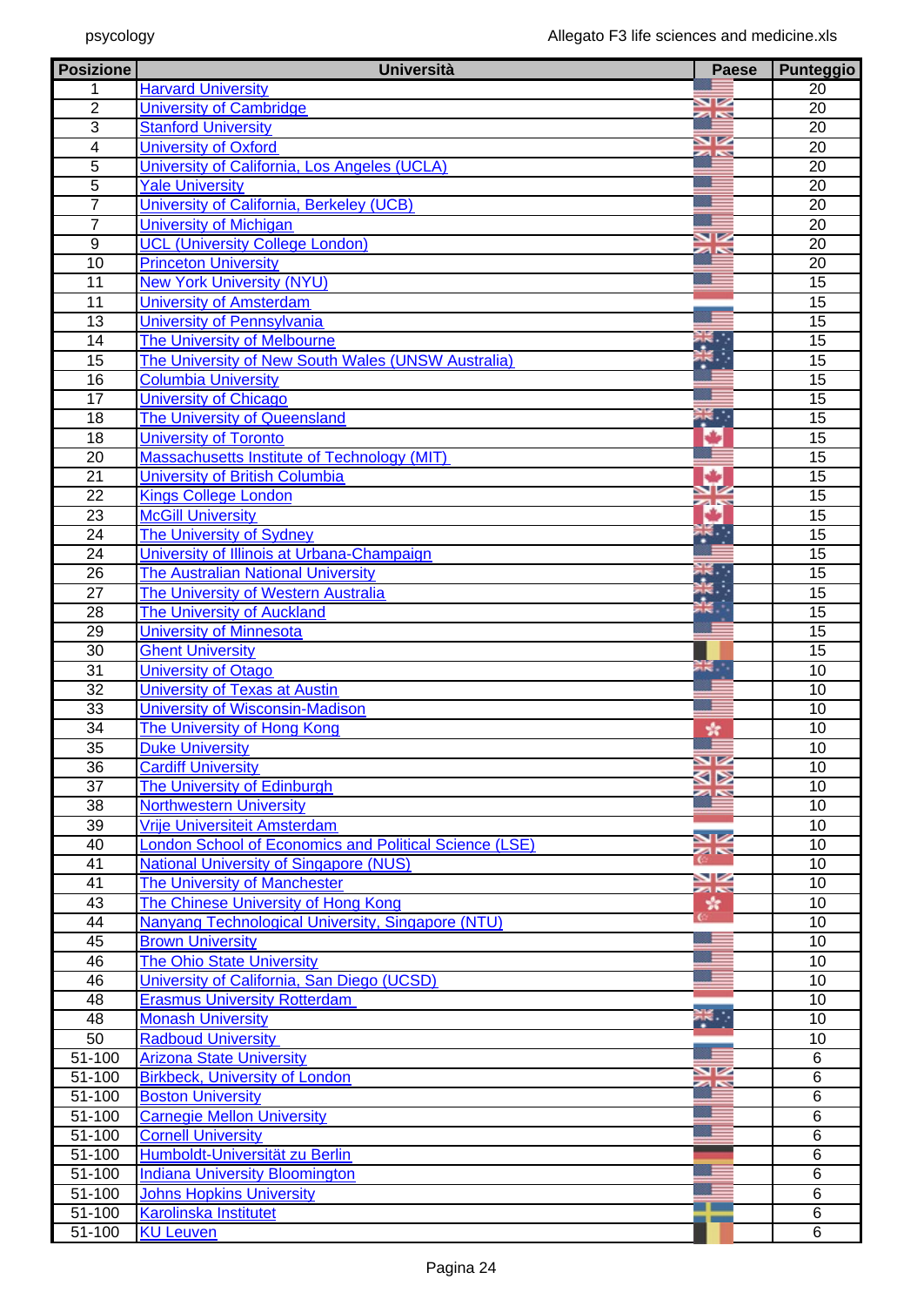| Posizione | Università | Paese | Punteggio |
|---|---|---|---|
| 1 | Harvard University | | 20 |
| 2 | University of Cambridge | | 20 |
| 3 | Stanford University | | 20 |
| 4 | University of Oxford | | 20 |
| 5 | University of California, Los Angeles (UCLA) | | 20 |
| 5 | Yale University | | 20 |
| 7 | University of California, Berkeley (UCB) | | 20 |
| 7 | University of Michigan | | 20 |
| 9 | UCL (University College London) | | 20 |
| 10 | Princeton University | | 20 |
| 11 | New York University (NYU) | | 15 |
| 11 | University of Amsterdam | | 15 |
| 13 | University of Pennsylvania | | 15 |
| 14 | The University of Melbourne | | 15 |
| 15 | The University of New South Wales (UNSW Australia) | | 15 |
| 16 | Columbia University | | 15 |
| 17 | University of Chicago | | 15 |
| 18 | The University of Queensland | | 15 |
| 18 | University of Toronto | | 15 |
| 20 | Massachusetts Institute of Technology (MIT) | | 15 |
| 21 | University of British Columbia | | 15 |
| 22 | Kings College London | | 15 |
| 23 | McGill University | | 15 |
| 24 | The University of Sydney | | 15 |
| 24 | University of Illinois at Urbana-Champaign | | 15 |
| 26 | The Australian National University | | 15 |
| 27 | The University of Western Australia | | 15 |
| 28 | The University of Auckland | | 15 |
| 29 | University of Minnesota | | 15 |
| 30 | Ghent University | | 15 |
| 31 | University of Otago | | 10 |
| 32 | University of Texas at Austin | | 10 |
| 33 | University of Wisconsin-Madison | | 10 |
| 34 | The University of Hong Kong | | 10 |
| 35 | Duke University | | 10 |
| 36 | Cardiff University | | 10 |
| 37 | The University of Edinburgh | | 10 |
| 38 | Northwestern University | | 10 |
| 39 | Vrije Universiteit Amsterdam | | 10 |
| 40 | London School of Economics and Political Science (LSE) | | 10 |
| 41 | National University of Singapore (NUS) | | 10 |
| 41 | The University of Manchester | | 10 |
| 43 | The Chinese University of Hong Kong | | 10 |
| 44 | Nanyang Technological University, Singapore (NTU) | | 10 |
| 45 | Brown University | | 10 |
| 46 | The Ohio State University | | 10 |
| 46 | University of California, San Diego (UCSD) | | 10 |
| 48 | Erasmus University Rotterdam | | 10 |
| 48 | Monash University | | 10 |
| 50 | Radboud University | | 10 |
| 51-100 | Arizona State University | | 6 |
| 51-100 | Birkbeck, University of London | | 6 |
| 51-100 | Boston University | | 6 |
| 51-100 | Carnegie Mellon University | | 6 |
| 51-100 | Cornell University | | 6 |
| 51-100 | Humboldt-Universität zu Berlin | | 6 |
| 51-100 | Indiana University Bloomington | | 6 |
| 51-100 | Johns Hopkins University | | 6 |
| 51-100 | Karolinska Institutet | | 6 |
| 51-100 | KU Leuven | | 6 |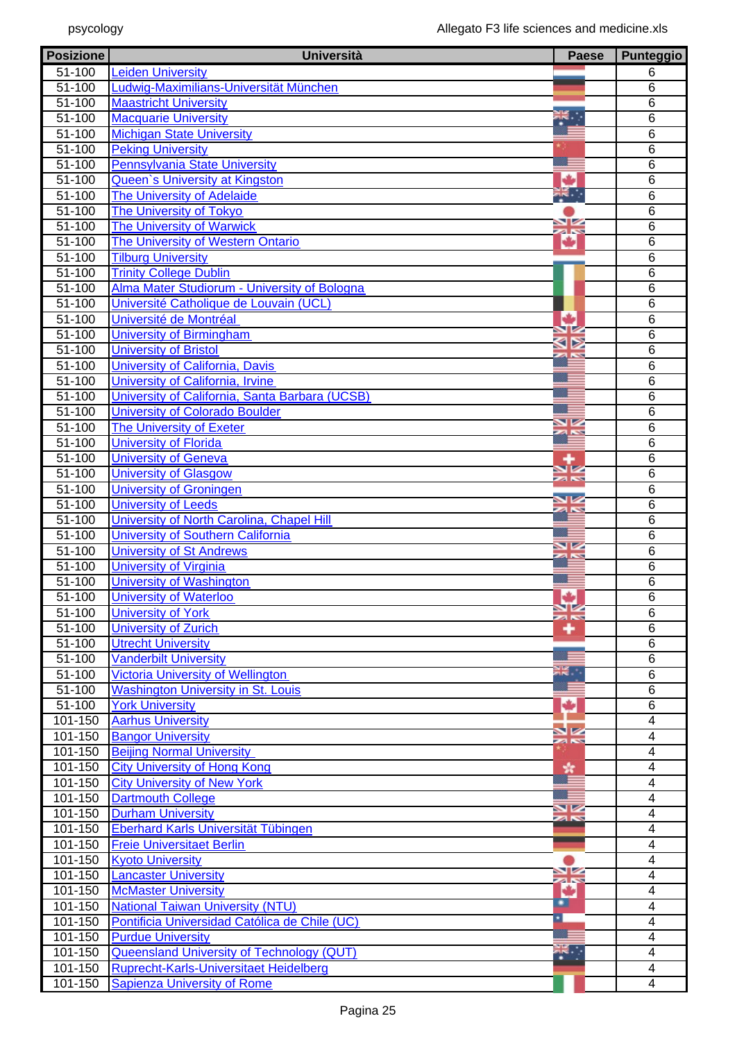| Posizione | Università | Paese | Punteggio |
|---|---|---|---|
| 51-100 | Leiden University | | 6 |
| 51-100 | Ludwig-Maximilians-Universität München | | 6 |
| 51-100 | Maastricht University | | 6 |
| 51-100 | Macquarie University | | 6 |
| 51-100 | Michigan State University | | 6 |
| 51-100 | Peking University | | 6 |
| 51-100 | Pennsylvania State University | | 6 |
| 51-100 | Queen`s University at Kingston | | 6 |
| 51-100 | The University of Adelaide | | 6 |
| 51-100 | The University of Tokyo | | 6 |
| 51-100 | The University of Warwick | | 6 |
| 51-100 | The University of Western Ontario | | 6 |
| 51-100 | Tilburg University | | 6 |
| 51-100 | Trinity College Dublin | | 6 |
| 51-100 | Alma Mater Studiorum - University of Bologna | | 6 |
| 51-100 | Université Catholique de Louvain (UCL) | | 6 |
| 51-100 | Université de Montréal | | 6 |
| 51-100 | University of Birmingham | | 6 |
| 51-100 | University of Bristol | | 6 |
| 51-100 | University of California, Davis | | 6 |
| 51-100 | University of California, Irvine | | 6 |
| 51-100 | University of California, Santa Barbara (UCSB) | | 6 |
| 51-100 | University of Colorado Boulder | | 6 |
| 51-100 | The University of Exeter | | 6 |
| 51-100 | University of Florida | | 6 |
| 51-100 | University of Geneva | | 6 |
| 51-100 | University of Glasgow | | 6 |
| 51-100 | University of Groningen | | 6 |
| 51-100 | University of Leeds | | 6 |
| 51-100 | University of North Carolina, Chapel Hill | | 6 |
| 51-100 | University of Southern California | | 6 |
| 51-100 | University of St Andrews | | 6 |
| 51-100 | University of Virginia | | 6 |
| 51-100 | University of Washington | | 6 |
| 51-100 | University of Waterloo | | 6 |
| 51-100 | University of York | | 6 |
| 51-100 | University of Zurich | | 6 |
| 51-100 | Utrecht University | | 6 |
| 51-100 | Vanderbilt University | | 6 |
| 51-100 | Victoria University of Wellington | | 6 |
| 51-100 | Washington University in St. Louis | | 6 |
| 51-100 | York University | | 6 |
| 101-150 | Aarhus University | | 4 |
| 101-150 | Bangor University | | 4 |
| 101-150 | Beijing Normal University | | 4 |
| 101-150 | City University of Hong Kong | | 4 |
| 101-150 | City University of New York | | 4 |
| 101-150 | Dartmouth College | | 4 |
| 101-150 | Durham University | | 4 |
| 101-150 | Eberhard Karls Universität Tübingen | | 4 |
| 101-150 | Freie Universitaet Berlin | | 4 |
| 101-150 | Kyoto University | | 4 |
| 101-150 | Lancaster University | | 4 |
| 101-150 | McMaster University | | 4 |
| 101-150 | National Taiwan University (NTU) | | 4 |
| 101-150 | Pontificia Universidad Católica de Chile (UC) | | 4 |
| 101-150 | Purdue University | | 4 |
| 101-150 | Queensland University of Technology (QUT) | | 4 |
| 101-150 | Ruprecht-Karls-Universitaet Heidelberg | | 4 |
| 101-150 | Sapienza University of Rome | | 4 |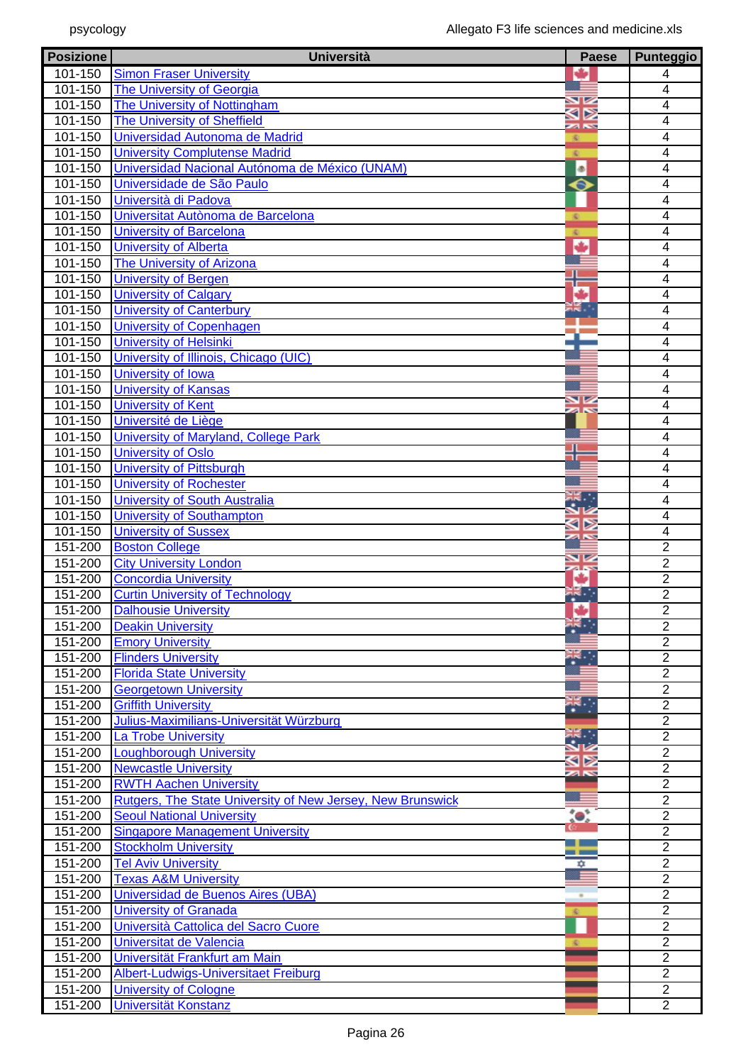| Posizione | Università | Paese | Punteggio |
|---|---|---|---|
| 101-150 | Simon Fraser University | | 4 |
| 101-150 | The University of Georgia | | 4 |
| 101-150 | The University of Nottingham | | 4 |
| 101-150 | The University of Sheffield | | 4 |
| 101-150 | Universidad Autonoma de Madrid | | 4 |
| 101-150 | University Complutense Madrid | | 4 |
| 101-150 | Universidad Nacional Autónoma de México (UNAM) | | 4 |
| 101-150 | Universidade de São Paulo | | 4 |
| 101-150 | Università di Padova | | 4 |
| 101-150 | Universitat Autònoma de Barcelona | | 4 |
| 101-150 | University of Barcelona | | 4 |
| 101-150 | University of Alberta | | 4 |
| 101-150 | The University of Arizona | | 4 |
| 101-150 | University of Bergen | | 4 |
| 101-150 | University of Calgary | | 4 |
| 101-150 | University of Canterbury | | 4 |
| 101-150 | University of Copenhagen | | 4 |
| 101-150 | University of Helsinki | | 4 |
| 101-150 | University of Illinois, Chicago (UIC) | | 4 |
| 101-150 | University of Iowa | | 4 |
| 101-150 | University of Kansas | | 4 |
| 101-150 | University of Kent | | 4 |
| 101-150 | Université de Liège | | 4 |
| 101-150 | University of Maryland, College Park | | 4 |
| 101-150 | University of Oslo | | 4 |
| 101-150 | University of Pittsburgh | | 4 |
| 101-150 | University of Rochester | | 4 |
| 101-150 | University of South Australia | | 4 |
| 101-150 | University of Southampton | | 4 |
| 101-150 | University of Sussex | | 4 |
| 151-200 | Boston College | | 2 |
| 151-200 | City University London | | 2 |
| 151-200 | Concordia University | | 2 |
| 151-200 | Curtin University of Technology | | 2 |
| 151-200 | Dalhousie University | | 2 |
| 151-200 | Deakin University | | 2 |
| 151-200 | Emory University | | 2 |
| 151-200 | Flinders University | | 2 |
| 151-200 | Florida State University | | 2 |
| 151-200 | Georgetown University | | 2 |
| 151-200 | Griffith University | | 2 |
| 151-200 | Julius-Maximilians-Universität Würzburg | | 2 |
| 151-200 | La Trobe University | | 2 |
| 151-200 | Loughborough University | | 2 |
| 151-200 | Newcastle University | | 2 |
| 151-200 | RWTH Aachen University | | 2 |
| 151-200 | Rutgers, The State University of New Jersey, New Brunswick | | 2 |
| 151-200 | Seoul National University | | 2 |
| 151-200 | Singapore Management University | | 2 |
| 151-200 | Stockholm University | | 2 |
| 151-200 | Tel Aviv University | | 2 |
| 151-200 | Texas A&M University | | 2 |
| 151-200 | Universidad de Buenos Aires (UBA) | | 2 |
| 151-200 | University of Granada | | 2 |
| 151-200 | Università Cattolica del Sacro Cuore | | 2 |
| 151-200 | Universitat de Valencia | | 2 |
| 151-200 | Universität Frankfurt am Main | | 2 |
| 151-200 | Albert-Ludwigs-Universitaet Freiburg | | 2 |
| 151-200 | University of Cologne | | 2 |
| 151-200 | Universität Konstanz | | 2 |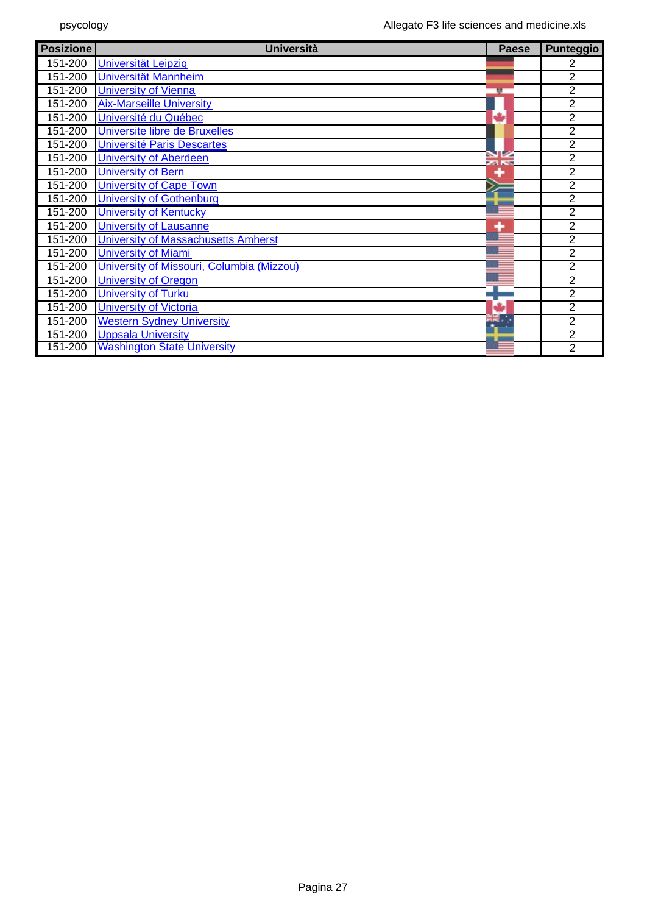| Posizione | Università | Paese | Punteggio |
|---|---|---|---|
| 151-200 | Universität Leipzig | | 2 |
| 151-200 | Universität Mannheim | | 2 |
| 151-200 | University of Vienna | | 2 |
| 151-200 | Aix-Marseille University | | 2 |
| 151-200 | Université du Québec | | 2 |
| 151-200 | Universite libre de Bruxelles | | 2 |
| 151-200 | Université Paris Descartes | | 2 |
| 151-200 | University of Aberdeen | | 2 |
| 151-200 | University of Bern | | 2 |
| 151-200 | University of Cape Town | | 2 |
| 151-200 | University of Gothenburg | | 2 |
| 151-200 | University of Kentucky | | 2 |
| 151-200 | University of Lausanne | | 2 |
| 151-200 | University of Massachusetts Amherst | | 2 |
| 151-200 | University of Miami | | 2 |
| 151-200 | University of Missouri, Columbia (Mizzou) | | 2 |
| 151-200 | University of Oregon | | 2 |
| 151-200 | University of Turku | | 2 |
| 151-200 | University of Victoria | | 2 |
| 151-200 | Western Sydney University | | 2 |
| 151-200 | Uppsala University | | 2 |
| 151-200 | Washington State University | | 2 |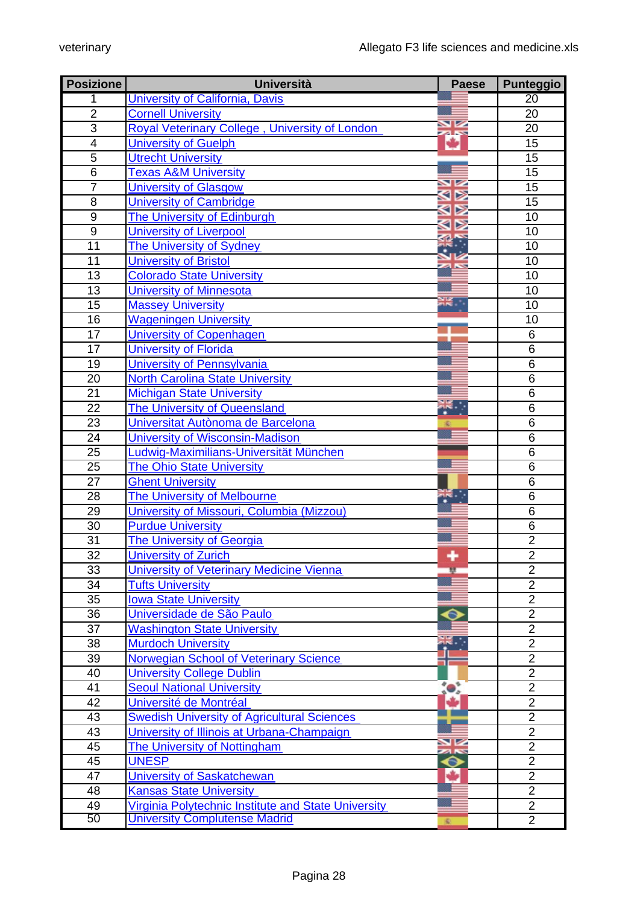| Posizione | Università | Paese | Punteggio |
|---|---|---|---|
| 1 | University of California, Davis | | 20 |
| 2 | Cornell University | | 20 |
| 3 | Royal Veterinary College , University of London | | 20 |
| 4 | University of Guelph | | 15 |
| 5 | Utrecht University | | 15 |
| 6 | Texas A&M University | | 15 |
| 7 | University of Glasgow | | 15 |
| 8 | University of Cambridge | | 15 |
| 9 | The University of Edinburgh | | 10 |
| 9 | University of Liverpool | | 10 |
| 11 | The University of Sydney | | 10 |
| 11 | University of Bristol | | 10 |
| 13 | Colorado State University | | 10 |
| 13 | University of Minnesota | | 10 |
| 15 | Massey University | | 10 |
| 16 | Wageningen University | | 10 |
| 17 | University of Copenhagen | | 6 |
| 17 | University of Florida | | 6 |
| 19 | University of Pennsylvania | | 6 |
| 20 | North Carolina State University | | 6 |
| 21 | Michigan State University | | 6 |
| 22 | The University of Queensland | | 6 |
| 23 | Universitat Autònoma de Barcelona | | 6 |
| 24 | University of Wisconsin-Madison | | 6 |
| 25 | Ludwig-Maximilians-Universität München | | 6 |
| 25 | The Ohio State University | | 6 |
| 27 | Ghent University | | 6 |
| 28 | The University of Melbourne | | 6 |
| 29 | University of Missouri, Columbia (Mizzou) | | 6 |
| 30 | Purdue University | | 6 |
| 31 | The University of Georgia | | 2 |
| 32 | University of Zurich | | 2 |
| 33 | University of Veterinary Medicine Vienna | | 2 |
| 34 | Tufts University | | 2 |
| 35 | Iowa State University | | 2 |
| 36 | Universidade de São Paulo | | 2 |
| 37 | Washington State University | | 2 |
| 38 | Murdoch University | | 2 |
| 39 | Norwegian School of Veterinary Science | | 2 |
| 40 | University College Dublin | | 2 |
| 41 | Seoul National University | | 2 |
| 42 | Université de Montréal | | 2 |
| 43 | Swedish University of Agricultural Sciences | | 2 |
| 43 | University of Illinois at Urbana-Champaign | | 2 |
| 45 | The University of Nottingham | | 2 |
| 45 | UNESP | | 2 |
| 47 | University of Saskatchewan | | 2 |
| 48 | Kansas State University | | 2 |
| 49 | Virginia Polytechnic Institute and State University | | 2 |
| 50 | University Complutense Madrid | | 2 |